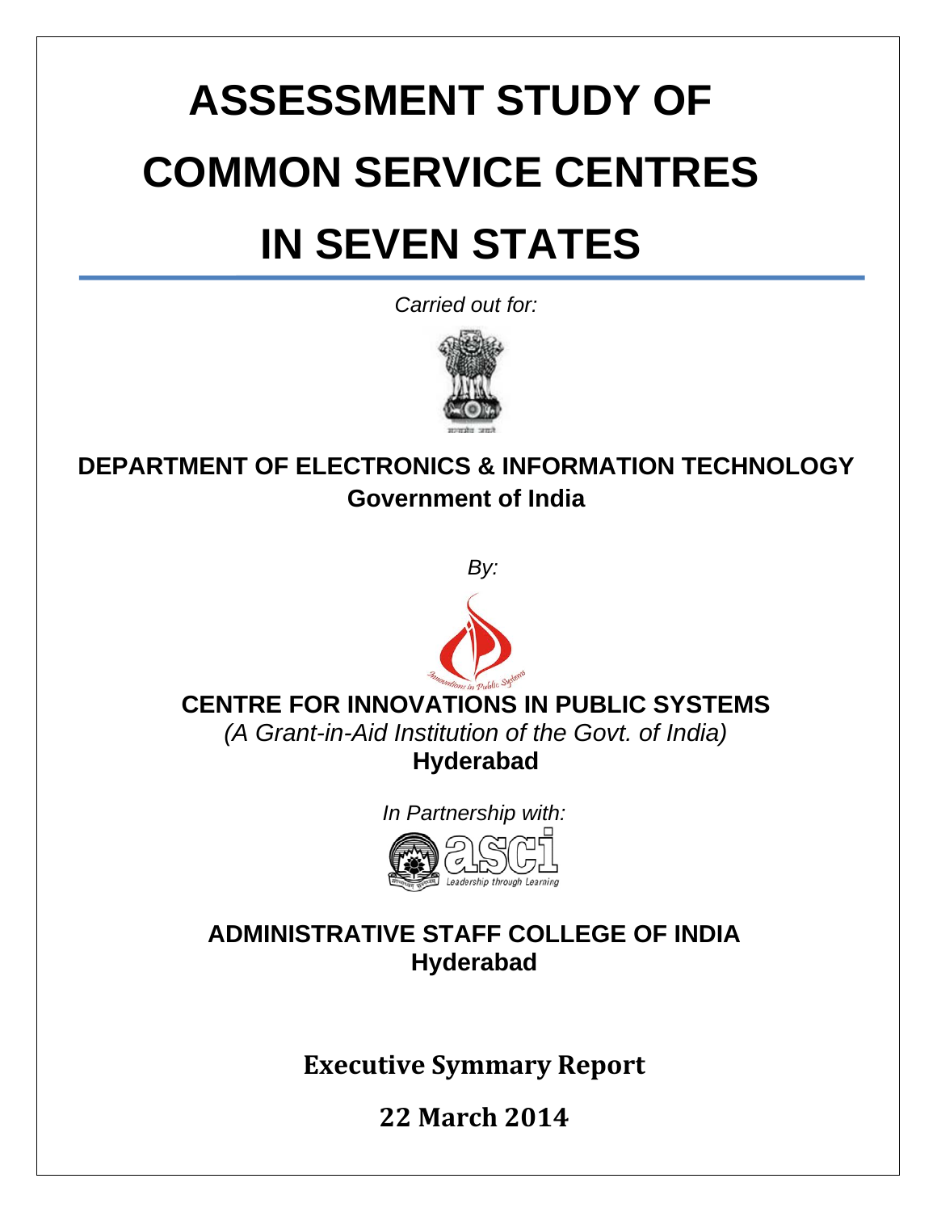# ASSESSMENT STUDY OF COMMON SERVICE CENTRES IN SEVEN STATES

*Carried out for:*

**DEPARTMENT OF ELECTRONICS & INFORMATION TECHNOLOGY**
**Government of India**

*By:*

**CENTRE FOR INNOVATIONS IN PUBLIC SYSTEMS**
*(A Grant-in-Aid Institution of the Govt. of India)*
**Hyderabad**

*In Partnership with:*

**ADMINISTRATIVE STAFF COLLEGE OF INDIA**
**Hyderabad**

**Executive Symmary Report**

**22 March 2014**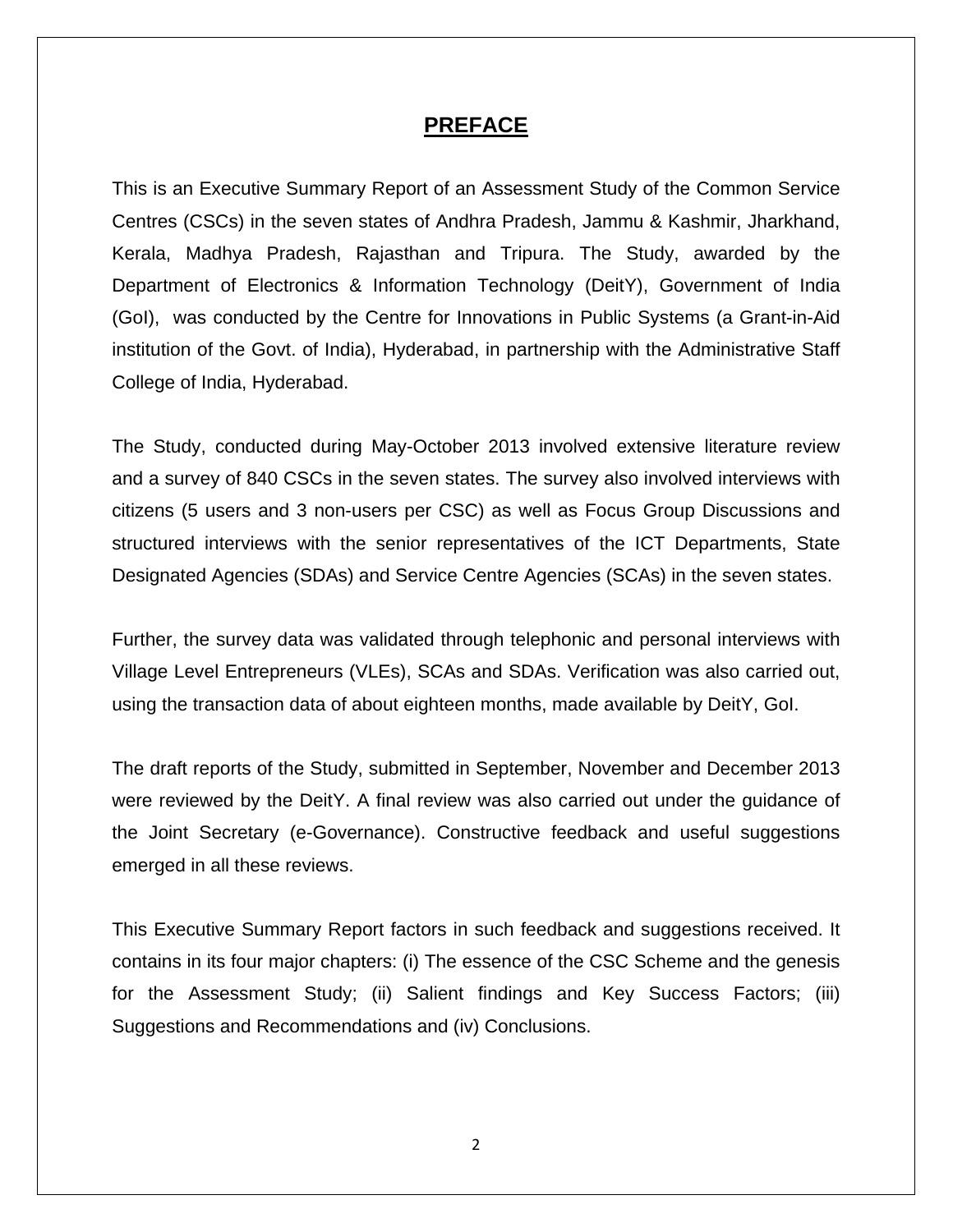# PREFACE

This is an Executive Summary Report of an Assessment Study of the Common Service Centres (CSCs) in the seven states of Andhra Pradesh, Jammu & Kashmir, Jharkhand, Kerala, Madhya Pradesh, Rajasthan and Tripura. The Study, awarded by the Department of Electronics & Information Technology (DeitY), Government of India (GoI), was conducted by the Centre for Innovations in Public Systems (a Grant-in-Aid institution of the Govt. of India), Hyderabad, in partnership with the Administrative Staff College of India, Hyderabad.

The Study, conducted during May-October 2013 involved extensive literature review and a survey of 840 CSCs in the seven states. The survey also involved interviews with citizens (5 users and 3 non-users per CSC) as well as Focus Group Discussions and structured interviews with the senior representatives of the ICT Departments, State Designated Agencies (SDAs) and Service Centre Agencies (SCAs) in the seven states.

Further, the survey data was validated through telephonic and personal interviews with Village Level Entrepreneurs (VLEs), SCAs and SDAs. Verification was also carried out, using the transaction data of about eighteen months, made available by DeitY, GoI.

The draft reports of the Study, submitted in September, November and December 2013 were reviewed by the DeitY. A final review was also carried out under the guidance of the Joint Secretary (e-Governance). Constructive feedback and useful suggestions emerged in all these reviews.

This Executive Summary Report factors in such feedback and suggestions received. It contains in its four major chapters: (i) The essence of the CSC Scheme and the genesis for the Assessment Study; (ii) Salient findings and Key Success Factors; (iii) Suggestions and Recommendations and (iv) Conclusions.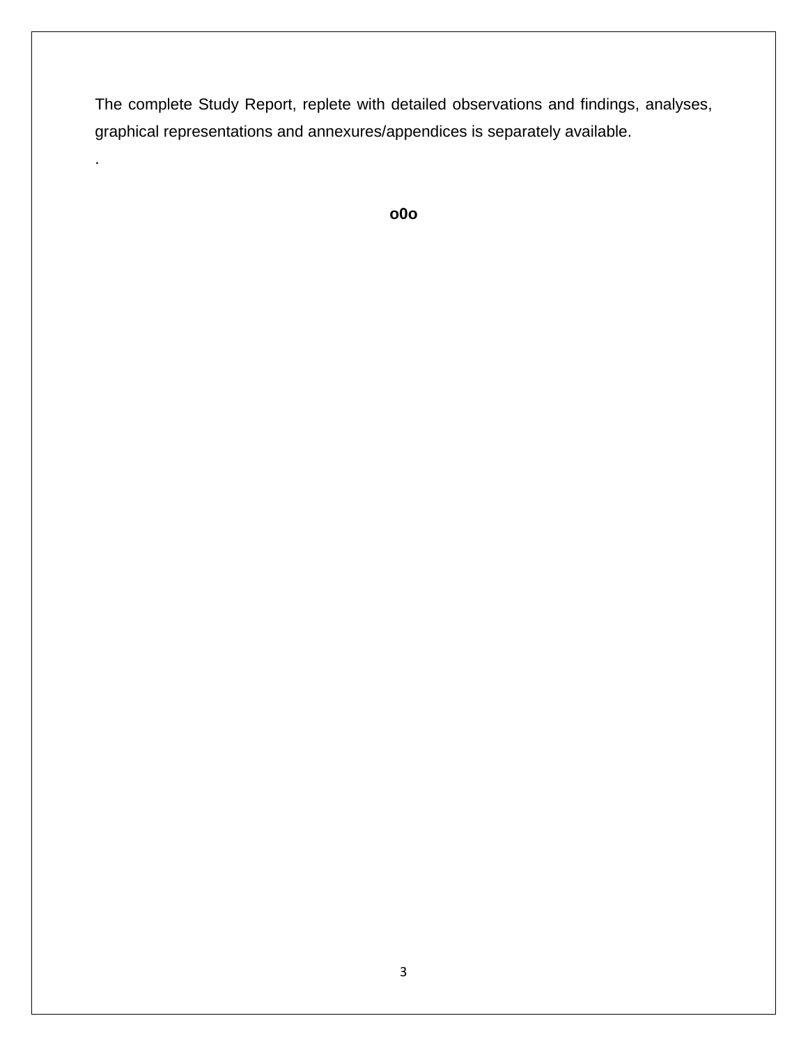The complete Study Report, replete with detailed observations and findings, analyses, graphical representations and annexures/appendices is separately available.

.

**o0o**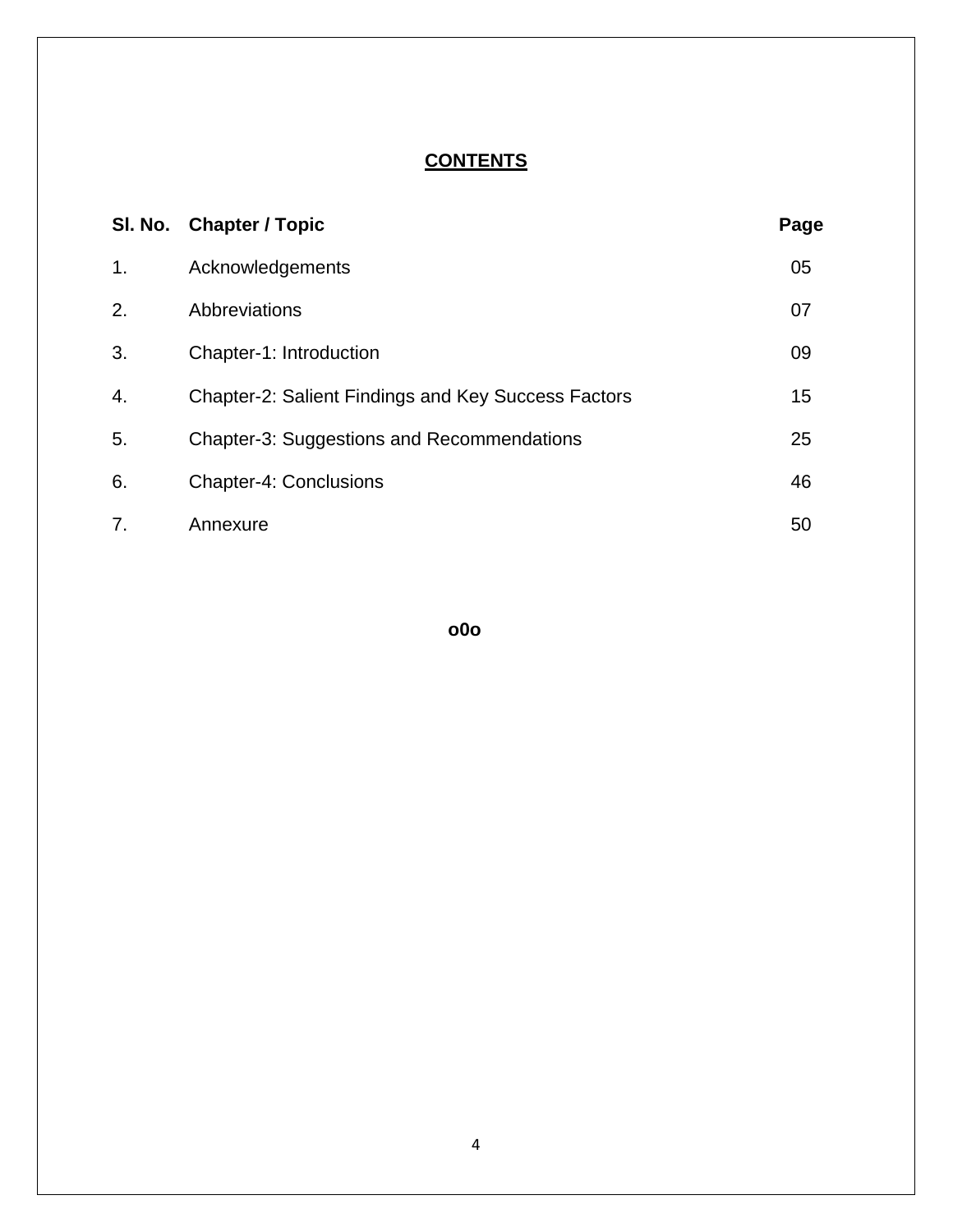# CONTENTS

| Sl. No. | Chapter / Topic | Page |
|---|---|---|
| 1. | Acknowledgements | 05 |
| 2. | Abbreviations | 07 |
| 3. | Chapter-1: Introduction | 09 |
| 4. | Chapter-2: Salient Findings and Key Success Factors | 15 |
| 5. | Chapter-3: Suggestions and Recommendations | 25 |
| 6. | Chapter-4: Conclusions | 46 |
| 7. | Annexure | 50 |

**o0o**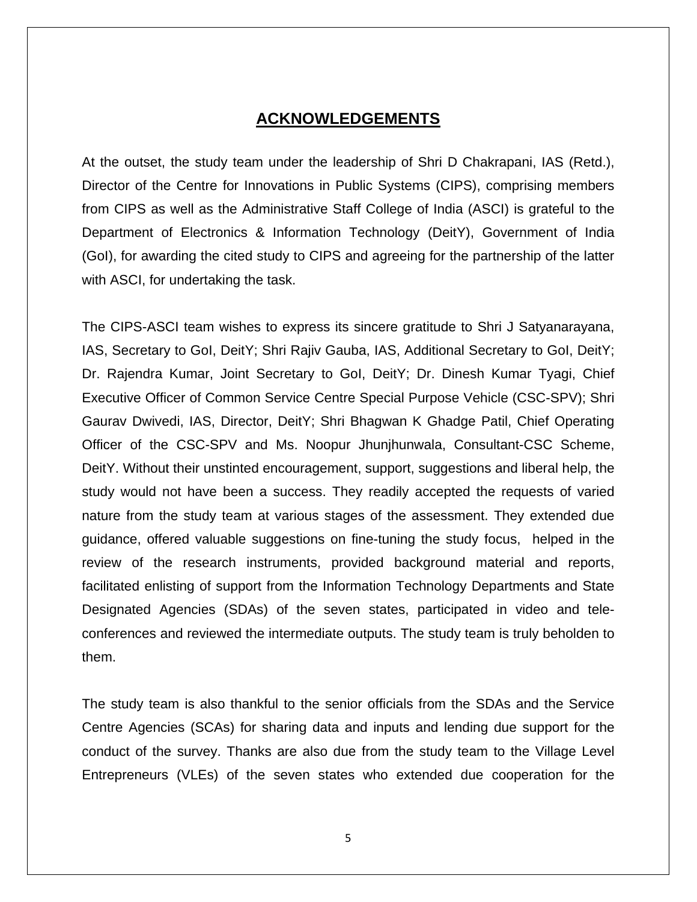# ACKNOWLEDGEMENTS

At the outset, the study team under the leadership of Shri D Chakrapani, IAS (Retd.), Director of the Centre for Innovations in Public Systems (CIPS), comprising members from CIPS as well as the Administrative Staff College of India (ASCI) is grateful to the Department of Electronics & Information Technology (DeitY), Government of India (GoI), for awarding the cited study to CIPS and agreeing for the partnership of the latter with ASCI, for undertaking the task.

The CIPS-ASCI team wishes to express its sincere gratitude to Shri J Satyanarayana, IAS, Secretary to GoI, DeitY; Shri Rajiv Gauba, IAS, Additional Secretary to GoI, DeitY; Dr. Rajendra Kumar, Joint Secretary to GoI, DeitY; Dr. Dinesh Kumar Tyagi, Chief Executive Officer of Common Service Centre Special Purpose Vehicle (CSC-SPV); Shri Gaurav Dwivedi, IAS, Director, DeitY; Shri Bhagwan K Ghadge Patil, Chief Operating Officer of the CSC-SPV and Ms. Noopur Jhunjhunwala, Consultant-CSC Scheme, DeitY. Without their unstinted encouragement, support, suggestions and liberal help, the study would not have been a success. They readily accepted the requests of varied nature from the study team at various stages of the assessment. They extended due guidance, offered valuable suggestions on fine-tuning the study focus, helped in the review of the research instruments, provided background material and reports, facilitated enlisting of support from the Information Technology Departments and State Designated Agencies (SDAs) of the seven states, participated in video and tele-conferences and reviewed the intermediate outputs. The study team is truly beholden to them.

The study team is also thankful to the senior officials from the SDAs and the Service Centre Agencies (SCAs) for sharing data and inputs and lending due support for the conduct of the survey. Thanks are also due from the study team to the Village Level Entrepreneurs (VLEs) of the seven states who extended due cooperation for the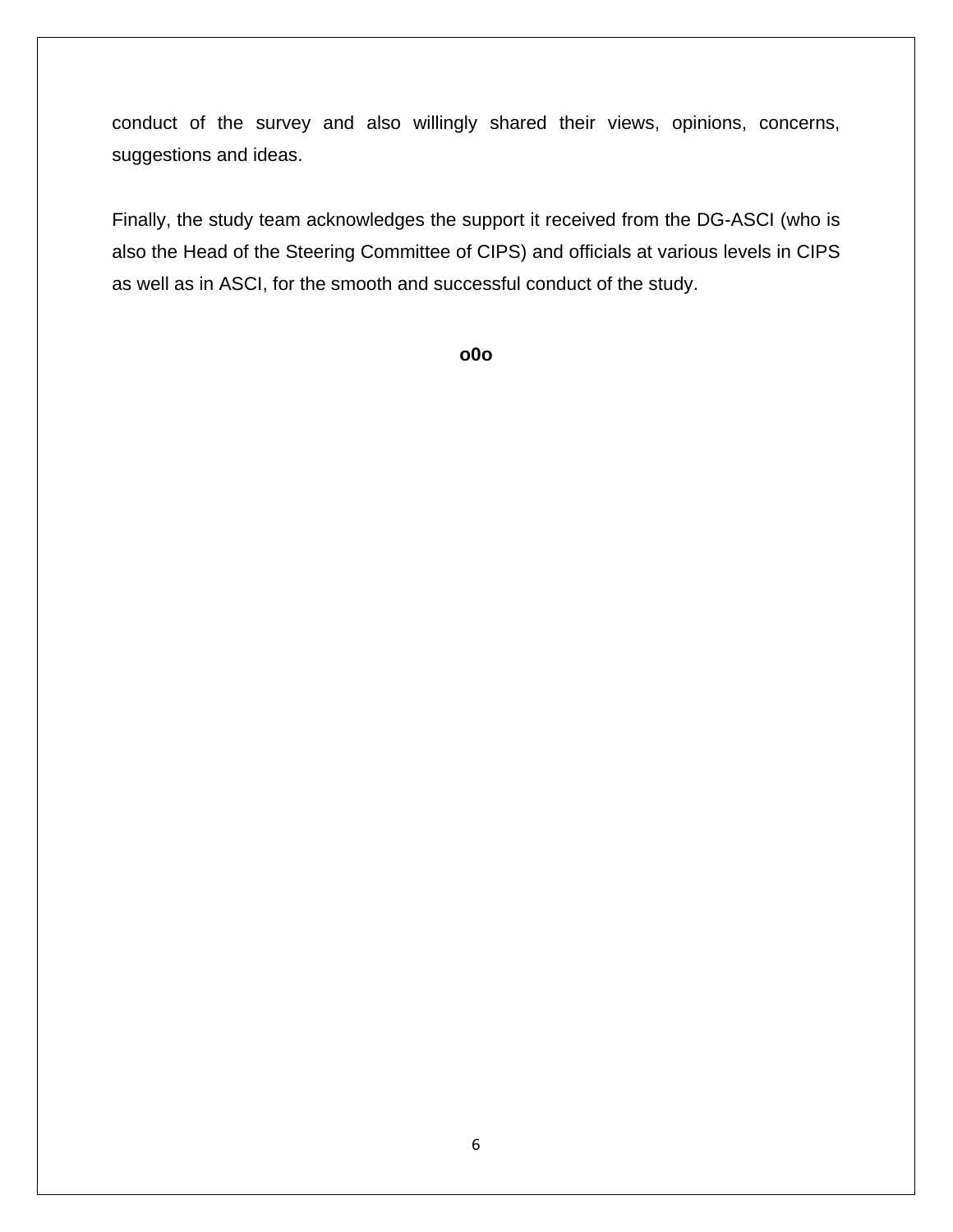conduct of the survey and also willingly shared their views, opinions, concerns, suggestions and ideas.

Finally, the study team acknowledges the support it received from the DG-ASCI (who is also the Head of the Steering Committee of CIPS) and officials at various levels in CIPS as well as in ASCI, for the smooth and successful conduct of the study.

**o0o**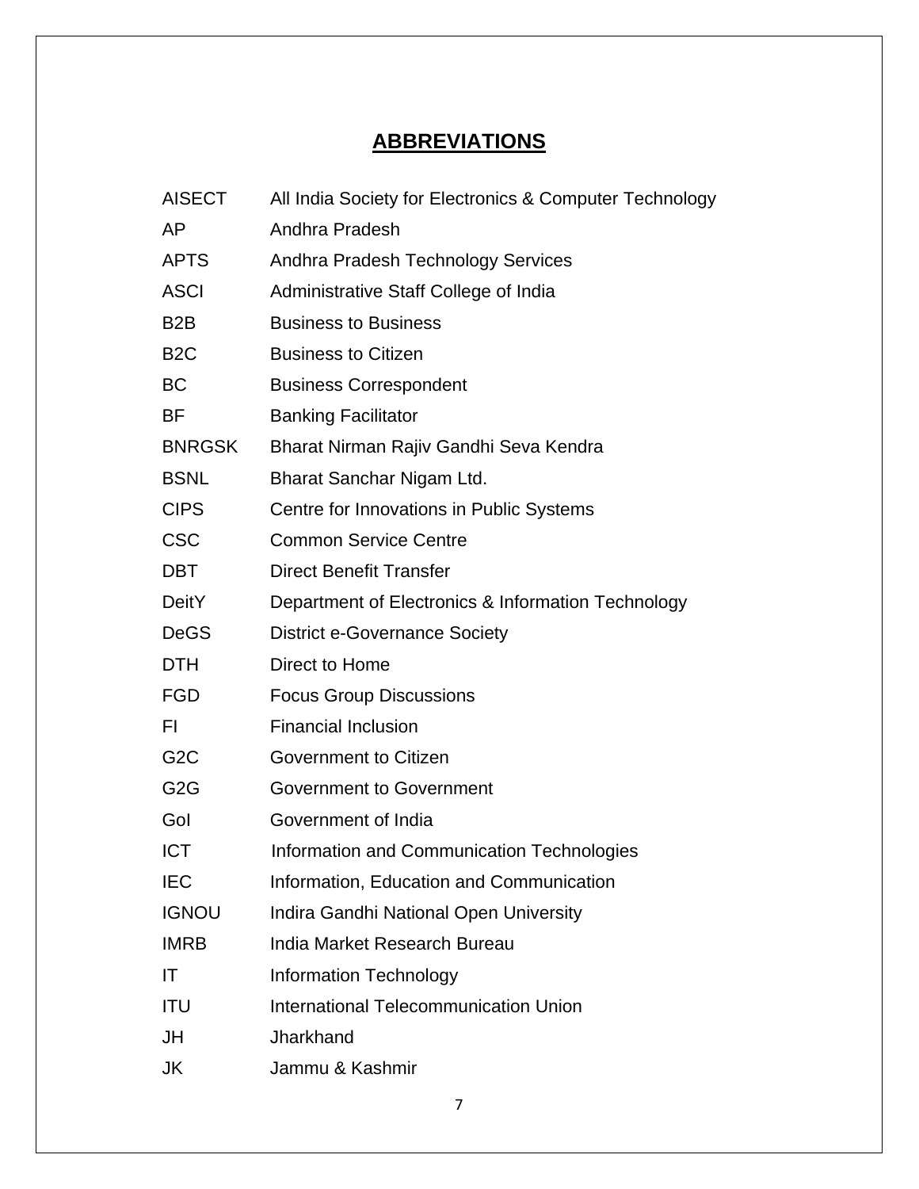## ABBREVIATIONS

| | |
|---|---|
| AISECT | All India Society for Electronics & Computer Technology |
| AP | Andhra Pradesh |
| APTS | Andhra Pradesh Technology Services |
| ASCI | Administrative Staff College of India |
| B2B | Business to Business |
| B2C | Business to Citizen |
| BC | Business Correspondent |
| BF | Banking Facilitator |
| BNRGSK | Bharat Nirman Rajiv Gandhi Seva Kendra |
| BSNL | Bharat Sanchar Nigam Ltd. |
| CIPS | Centre for Innovations in Public Systems |
| CSC | Common Service Centre |
| DBT | Direct Benefit Transfer |
| DeitY | Department of Electronics & Information Technology |
| DeGS | District e-Governance Society |
| DTH | Direct to Home |
| FGD | Focus Group Discussions |
| FI | Financial Inclusion |
| G2C | Government to Citizen |
| G2G | Government to Government |
| GoI | Government of India |
| ICT | Information and Communication Technologies |
| IEC | Information, Education and Communication |
| IGNOU | Indira Gandhi National Open University |
| IMRB | India Market Research Bureau |
| IT | Information Technology |
| ITU | International Telecommunication Union |
| JH | Jharkhand |
| JK | Jammu & Kashmir |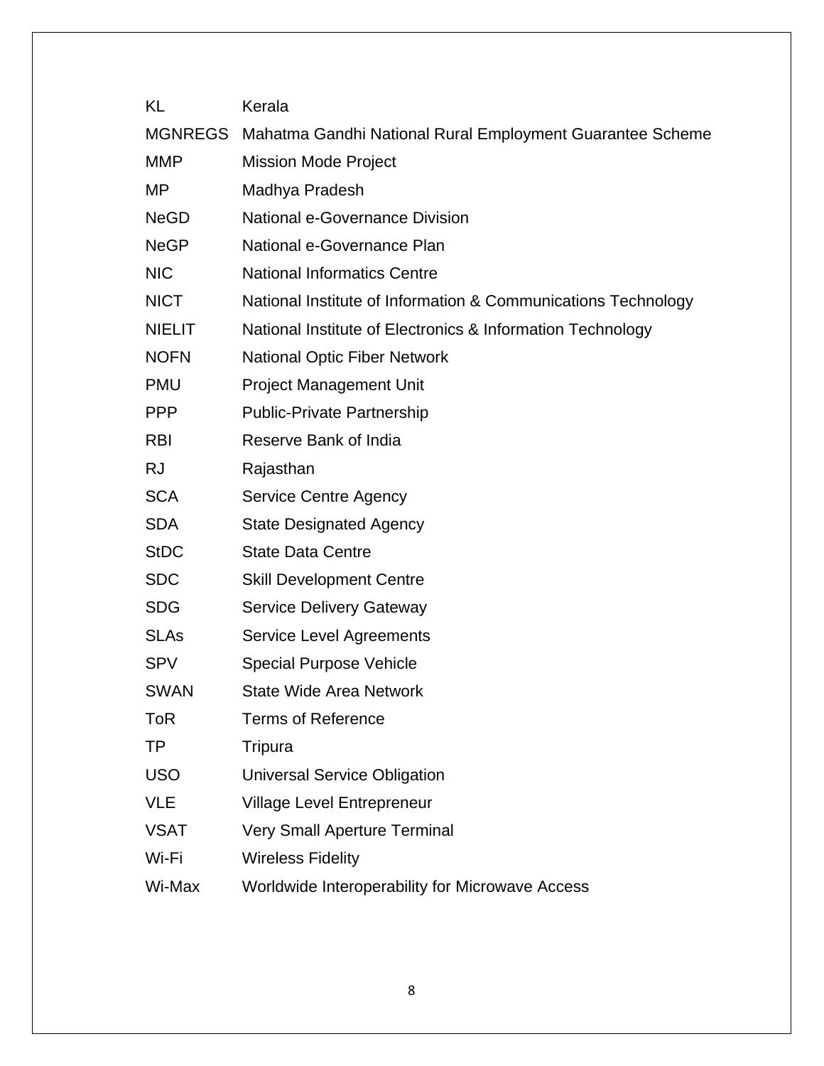| | |
|---|---|
| KL | Kerala |
| MGNREGS | Mahatma Gandhi National Rural Employment Guarantee Scheme |
| MMP | Mission Mode Project |
| MP | Madhya Pradesh |
| NeGD | National e-Governance Division |
| NeGP | National e-Governance Plan |
| NIC | National Informatics Centre |
| NICT | National Institute of Information & Communications Technology |
| NIELIT | National Institute of Electronics & Information Technology |
| NOFN | National Optic Fiber Network |
| PMU | Project Management Unit |
| PPP | Public-Private Partnership |
| RBI | Reserve Bank of India |
| RJ | Rajasthan |
| SCA | Service Centre Agency |
| SDA | State Designated Agency |
| StDC | State Data Centre |
| SDC | Skill Development Centre |
| SDG | Service Delivery Gateway |
| SLAs | Service Level Agreements |
| SPV | Special Purpose Vehicle |
| SWAN | State Wide Area Network |
| ToR | Terms of Reference |
| TP | Tripura |
| USO | Universal Service Obligation |
| VLE | Village Level Entrepreneur |
| VSAT | Very Small Aperture Terminal |
| Wi-Fi | Wireless Fidelity |
| Wi-Max | Worldwide Interoperability for Microwave Access |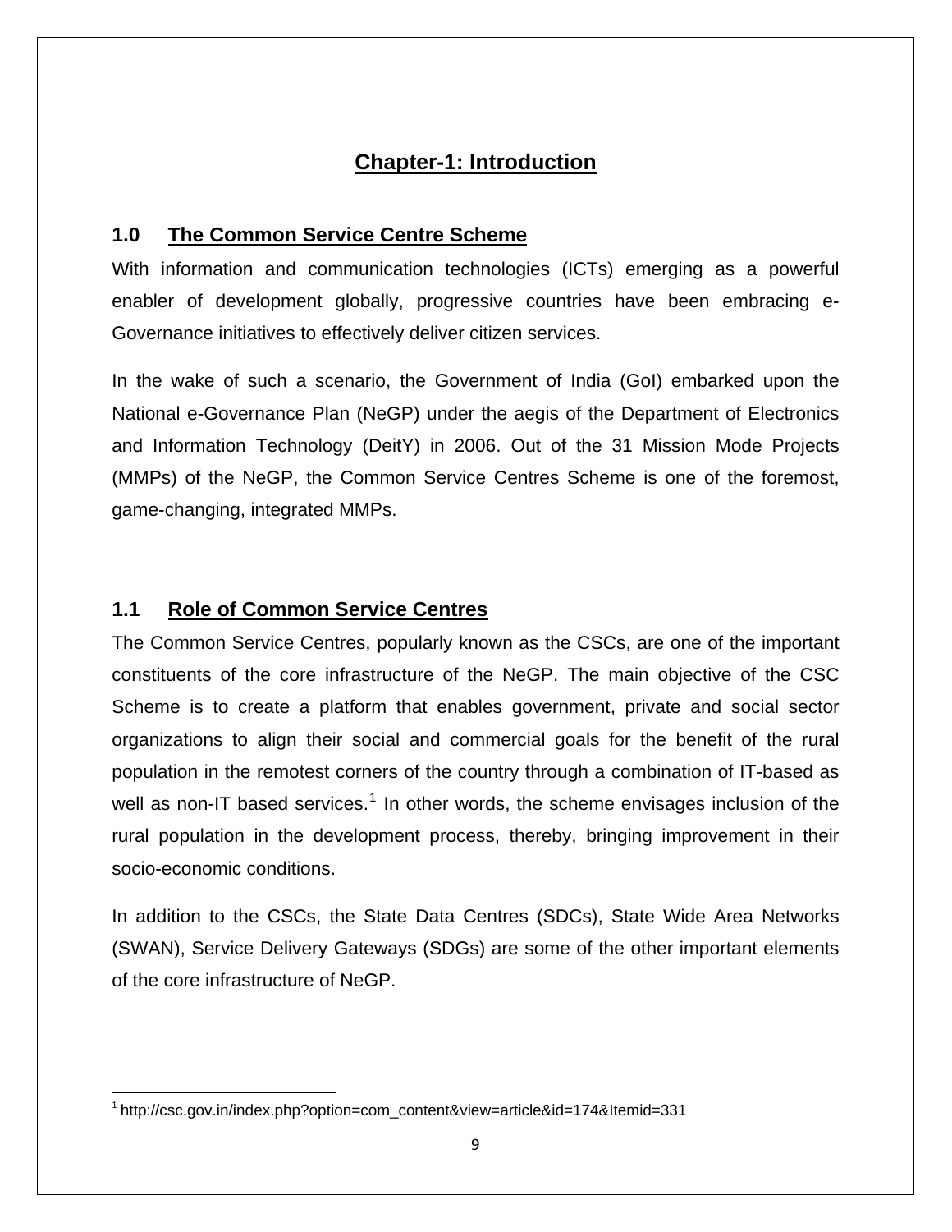# Chapter-1: Introduction

## 1.0 The Common Service Centre Scheme

With information and communication technologies (ICTs) emerging as a powerful enabler of development globally, progressive countries have been embracing e-Governance initiatives to effectively deliver citizen services.

In the wake of such a scenario, the Government of India (GoI) embarked upon the National e-Governance Plan (NeGP) under the aegis of the Department of Electronics and Information Technology (DeitY) in 2006. Out of the 31 Mission Mode Projects (MMPs) of the NeGP, the Common Service Centres Scheme is one of the foremost, game-changing, integrated MMPs.

## 1.1 Role of Common Service Centres

The Common Service Centres, popularly known as the CSCs, are one of the important constituents of the core infrastructure of the NeGP. The main objective of the CSC Scheme is to create a platform that enables government, private and social sector organizations to align their social and commercial goals for the benefit of the rural population in the remotest corners of the country through a combination of IT-based as well as non-IT based services.[1] In other words, the scheme envisages inclusion of the rural population in the development process, thereby, bringing improvement in their socio-economic conditions.

In addition to the CSCs, the State Data Centres (SDCs), State Wide Area Networks (SWAN), Service Delivery Gateways (SDGs) are some of the other important elements of the core infrastructure of NeGP.

---

[1] http://csc.gov.in/index.php?option=com_content&view=article&id=174&Itemid=331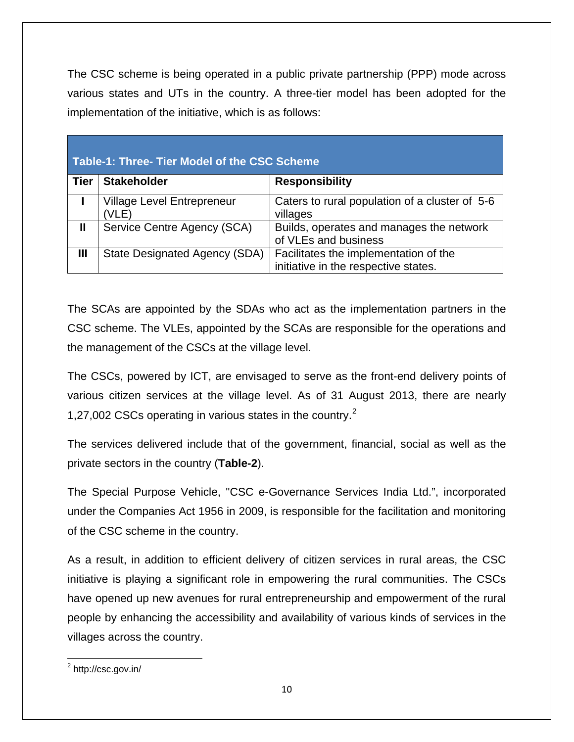The CSC scheme is being operated in a public private partnership (PPP) mode across various states and UTs in the country. A three-tier model has been adopted for the implementation of the initiative, which is as follows:

**Table-1: Three- Tier Model of the CSC Scheme**

| Tier | Stakeholder | Responsibility |
|---|---|---|
| I | Village Level Entrepreneur (VLE) | Caters to rural population of a cluster of 5-6 villages |
| II | Service Centre Agency (SCA) | Builds, operates and manages the network of VLEs and business |
| III | State Designated Agency (SDA) | Facilitates the implementation of the initiative in the respective states. |

The SCAs are appointed by the SDAs who act as the implementation partners in the CSC scheme. The VLEs, appointed by the SCAs are responsible for the operations and the management of the CSCs at the village level.

The CSCs, powered by ICT, are envisaged to serve as the front-end delivery points of various citizen services at the village level. As of 31 August 2013, there are nearly 1,27,002 CSCs operating in various states in the country.[2]

The services delivered include that of the government, financial, social as well as the private sectors in the country (**Table-2**).

The Special Purpose Vehicle, "CSC e-Governance Services India Ltd.", incorporated under the Companies Act 1956 in 2009, is responsible for the facilitation and monitoring of the CSC scheme in the country.

As a result, in addition to efficient delivery of citizen services in rural areas, the CSC initiative is playing a significant role in empowering the rural communities. The CSCs have opened up new avenues for rural entrepreneurship and empowerment of the rural people by enhancing the accessibility and availability of various kinds of services in the villages across the country.

---

[2] http://csc.gov.in/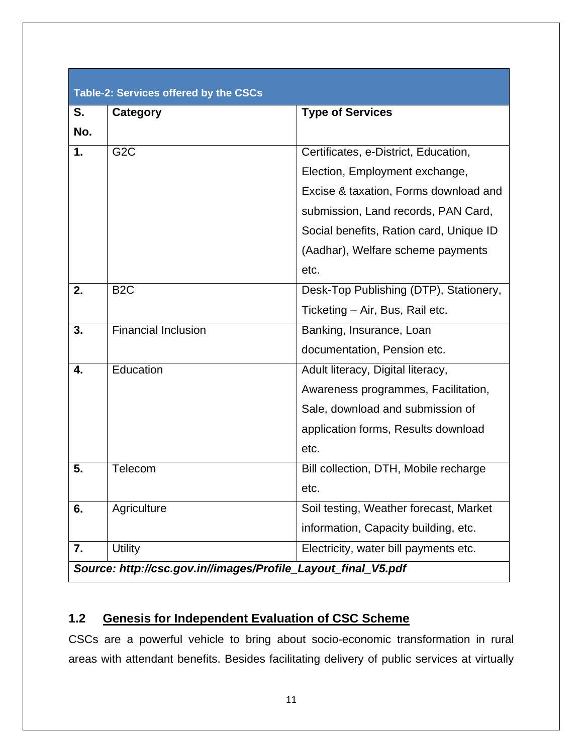| Table-2: Services offered by the CSCs | | |
|---|---|---|
| **S. No.** | **Category** | **Type of Services** |
| **1.** | G2C | Certificates, e-District, Education, Election, Employment exchange, Excise & taxation, Forms download and submission, Land records, PAN Card, Social benefits, Ration card, Unique ID (Aadhar), Welfare scheme payments etc. |
| **2.** | B2C | Desk-Top Publishing (DTP), Stationery, Ticketing – Air, Bus, Rail etc. |
| **3.** | Financial Inclusion | Banking, Insurance, Loan documentation, Pension etc. |
| **4.** | Education | Adult literacy, Digital literacy, Awareness programmes, Facilitation, Sale, download and submission of application forms, Results download etc. |
| **5.** | Telecom | Bill collection, DTH, Mobile recharge etc. |
| **6.** | Agriculture | Soil testing, Weather forecast, Market information, Capacity building, etc. |
| **7.** | Utility | Electricity, water bill payments etc. |
| ***Source: http://csc.gov.in//images/Profile_Layout_final_V5.pdf*** | | |

## 1.2 Genesis for Independent Evaluation of CSC Scheme

CSCs are a powerful vehicle to bring about socio-economic transformation in rural areas with attendant benefits. Besides facilitating delivery of public services at virtually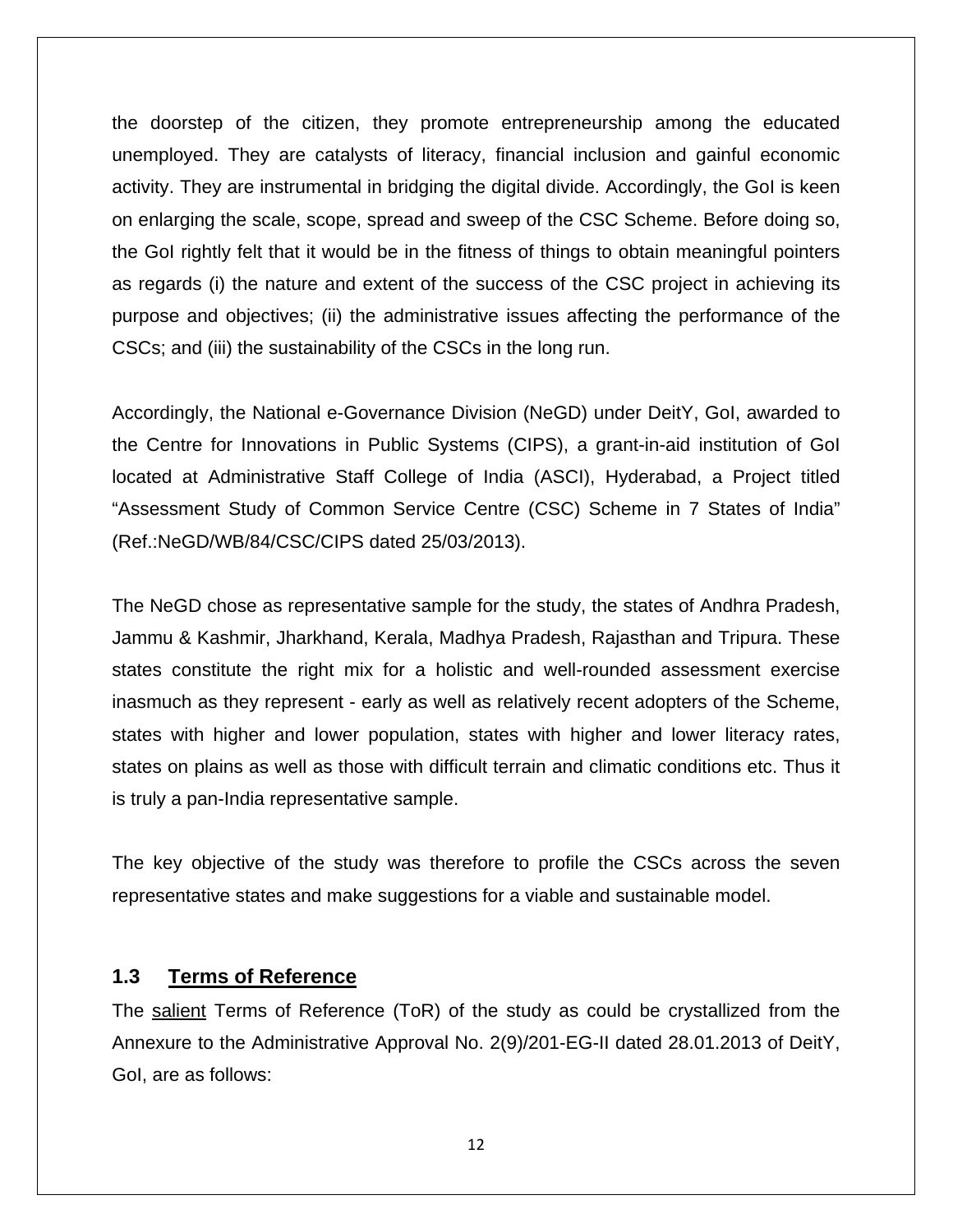the doorstep of the citizen, they promote entrepreneurship among the educated unemployed. They are catalysts of literacy, financial inclusion and gainful economic activity. They are instrumental in bridging the digital divide. Accordingly, the GoI is keen on enlarging the scale, scope, spread and sweep of the CSC Scheme. Before doing so, the GoI rightly felt that it would be in the fitness of things to obtain meaningful pointers as regards (i) the nature and extent of the success of the CSC project in achieving its purpose and objectives; (ii) the administrative issues affecting the performance of the CSCs; and (iii) the sustainability of the CSCs in the long run.

Accordingly, the National e-Governance Division (NeGD) under DeitY, GoI, awarded to the Centre for Innovations in Public Systems (CIPS), a grant-in-aid institution of GoI located at Administrative Staff College of India (ASCI), Hyderabad, a Project titled "Assessment Study of Common Service Centre (CSC) Scheme in 7 States of India" (Ref.:NeGD/WB/84/CSC/CIPS dated 25/03/2013).

The NeGD chose as representative sample for the study, the states of Andhra Pradesh, Jammu & Kashmir, Jharkhand, Kerala, Madhya Pradesh, Rajasthan and Tripura. These states constitute the right mix for a holistic and well-rounded assessment exercise inasmuch as they represent - early as well as relatively recent adopters of the Scheme, states with higher and lower population, states with higher and lower literacy rates, states on plains as well as those with difficult terrain and climatic conditions etc. Thus it is truly a pan-India representative sample.

The key objective of the study was therefore to profile the CSCs across the seven representative states and make suggestions for a viable and sustainable model.

### 1.3 Terms of Reference

The salient Terms of Reference (ToR) of the study as could be crystallized from the Annexure to the Administrative Approval No. 2(9)/201-EG-II dated 28.01.2013 of DeitY, GoI, are as follows: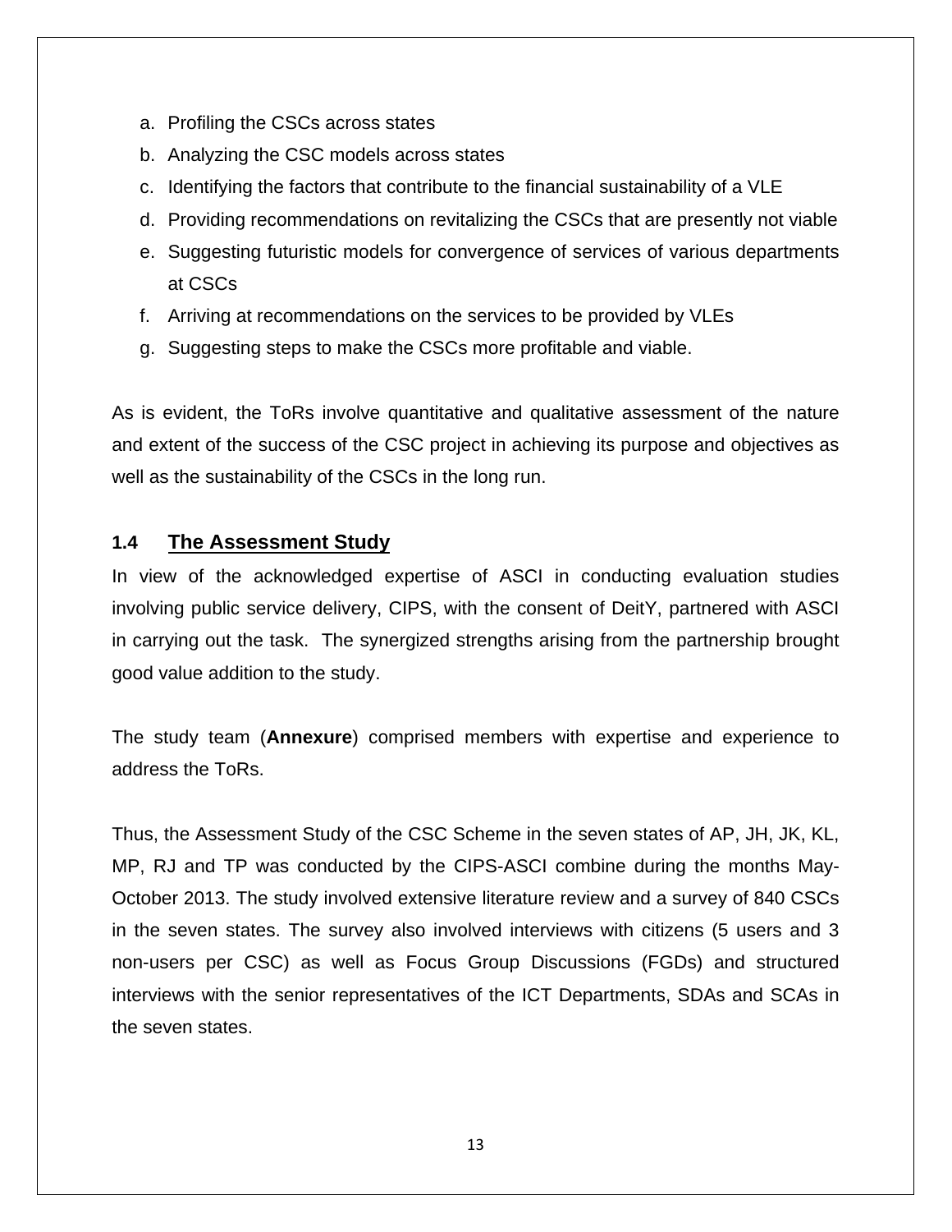a. Profiling the CSCs across states
b. Analyzing the CSC models across states
c. Identifying the factors that contribute to the financial sustainability of a VLE
d. Providing recommendations on revitalizing the CSCs that are presently not viable
e. Suggesting futuristic models for convergence of services of various departments at CSCs
f. Arriving at recommendations on the services to be provided by VLEs
g. Suggesting steps to make the CSCs more profitable and viable.

As is evident, the ToRs involve quantitative and qualitative assessment of the nature and extent of the success of the CSC project in achieving its purpose and objectives as well as the sustainability of the CSCs in the long run.

## 1.4 The Assessment Study

In view of the acknowledged expertise of ASCI in conducting evaluation studies involving public service delivery, CIPS, with the consent of DeitY, partnered with ASCI in carrying out the task. The synergized strengths arising from the partnership brought good value addition to the study.

The study team (**Annexure**) comprised members with expertise and experience to address the ToRs.

Thus, the Assessment Study of the CSC Scheme in the seven states of AP, JH, JK, KL, MP, RJ and TP was conducted by the CIPS-ASCI combine during the months May-October 2013. The study involved extensive literature review and a survey of 840 CSCs in the seven states. The survey also involved interviews with citizens (5 users and 3 non-users per CSC) as well as Focus Group Discussions (FGDs) and structured interviews with the senior representatives of the ICT Departments, SDAs and SCAs in the seven states.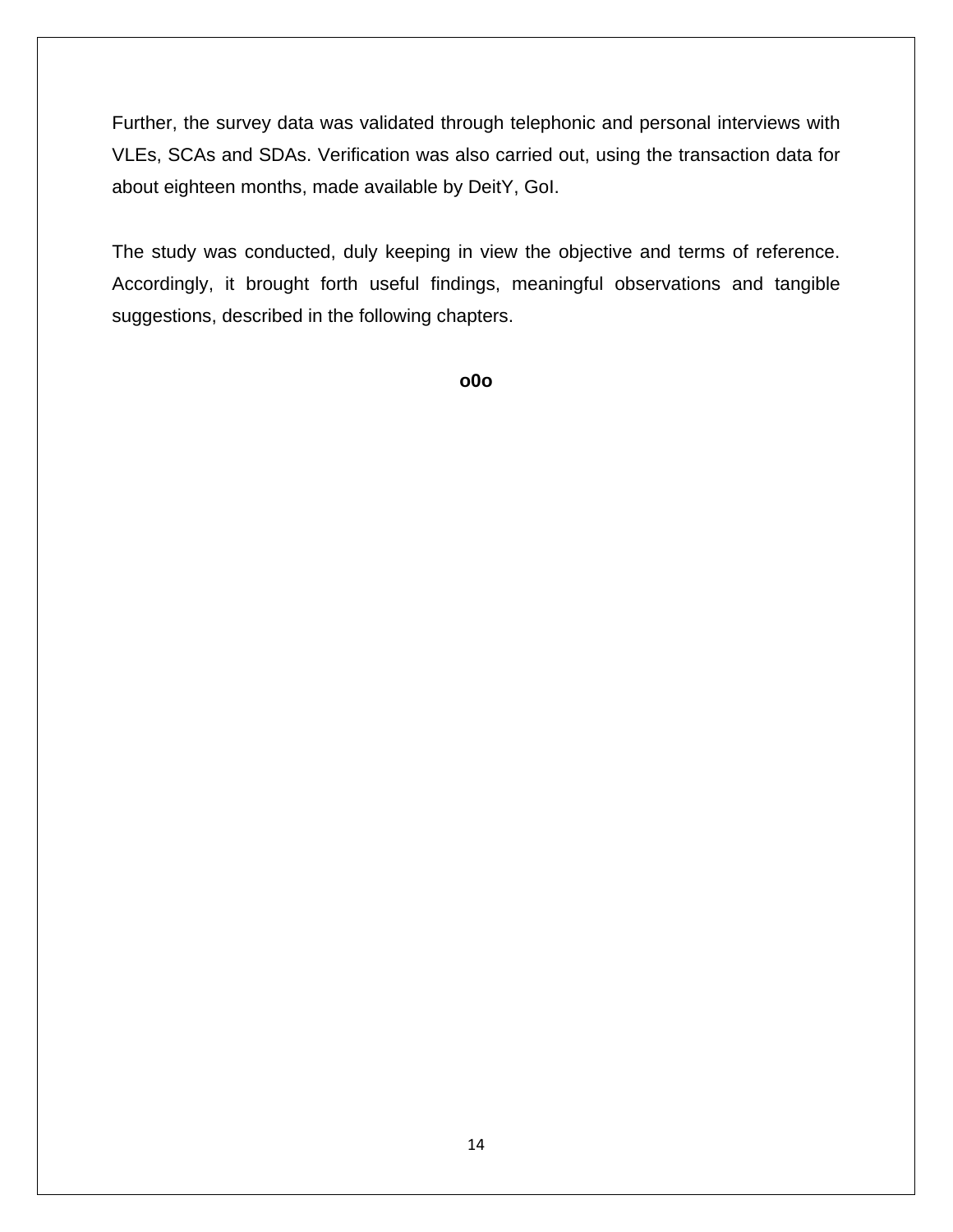Further, the survey data was validated through telephonic and personal interviews with VLEs, SCAs and SDAs. Verification was also carried out, using the transaction data for about eighteen months, made available by DeitY, GoI.

The study was conducted, duly keeping in view the objective and terms of reference. Accordingly, it brought forth useful findings, meaningful observations and tangible suggestions, described in the following chapters.

**o0o**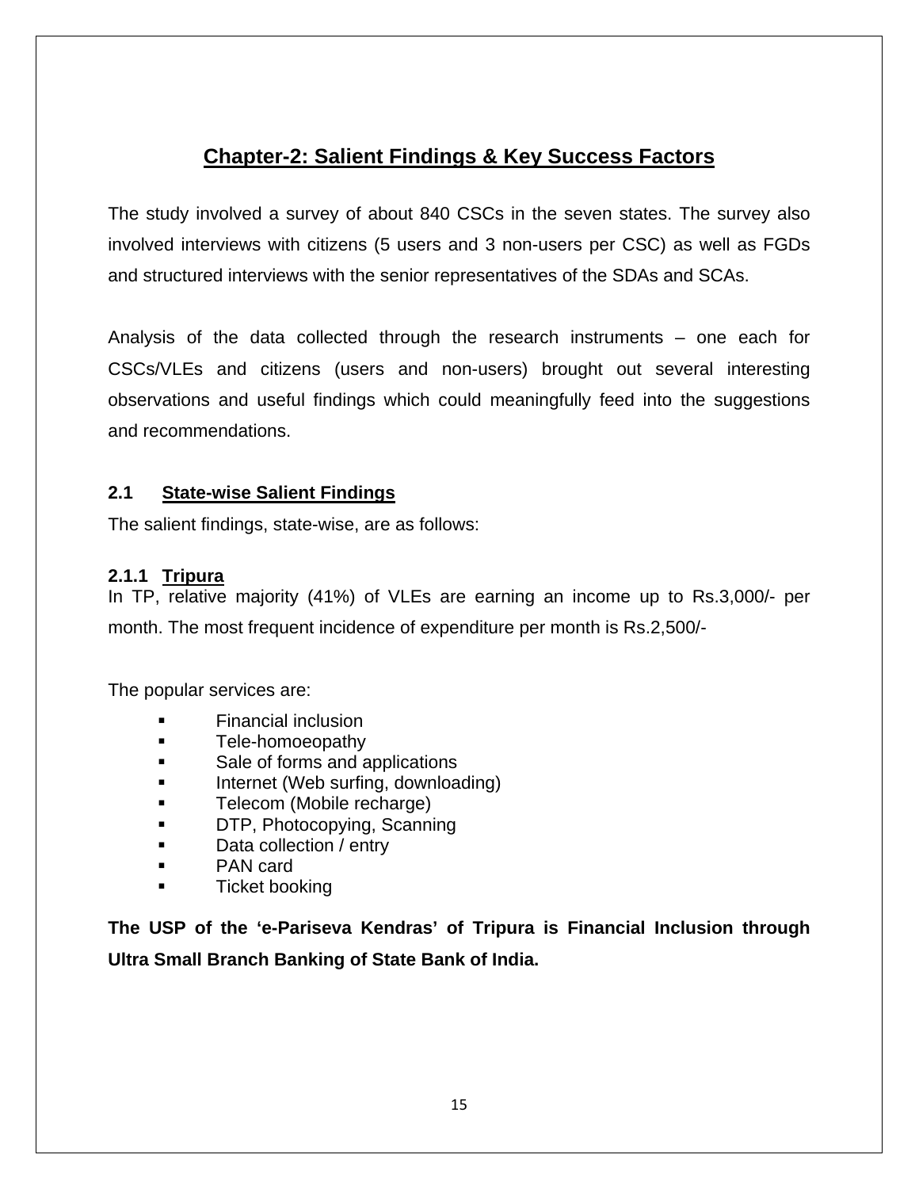# Chapter-2: Salient Findings & Key Success Factors

The study involved a survey of about 840 CSCs in the seven states. The survey also involved interviews with citizens (5 users and 3 non-users per CSC) as well as FGDs and structured interviews with the senior representatives of the SDAs and SCAs.

Analysis of the data collected through the research instruments – one each for CSCs/VLEs and citizens (users and non-users) brought out several interesting observations and useful findings which could meaningfully feed into the suggestions and recommendations.

## 2.1 State-wise Salient Findings

The salient findings, state-wise, are as follows:

### 2.1.1 Tripura

In TP, relative majority (41%) of VLEs are earning an income up to Rs.3,000/- per month. The most frequent incidence of expenditure per month is Rs.2,500/-

The popular services are:

- Financial inclusion
- Tele-homoeopathy
- Sale of forms and applications
- Internet (Web surfing, downloading)
- Telecom (Mobile recharge)
- DTP, Photocopying, Scanning
- Data collection / entry
- PAN card
- Ticket booking

**The USP of the 'e-Pariseva Kendras' of Tripura is Financial Inclusion through Ultra Small Branch Banking of State Bank of India.**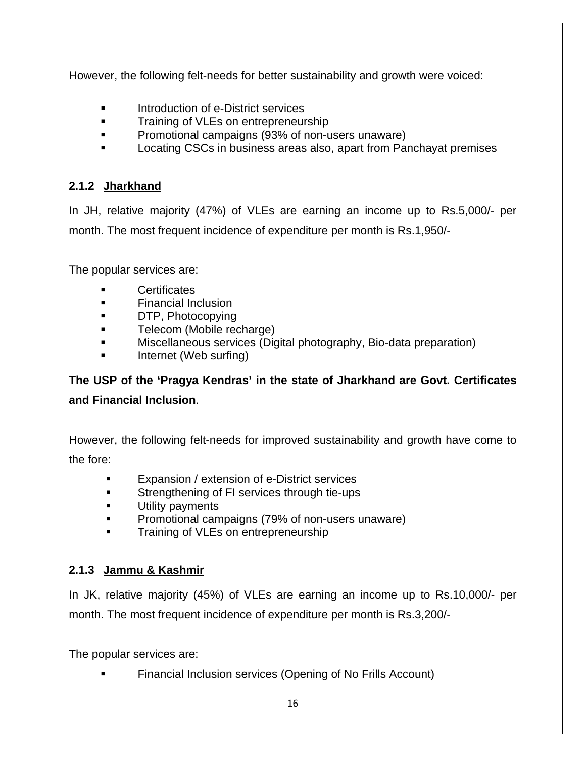However, the following felt-needs for better sustainability and growth were voiced:

- Introduction of e-District services
- Training of VLEs on entrepreneurship
- Promotional campaigns (93% of non-users unaware)
- Locating CSCs in business areas also, apart from Panchayat premises

### 2.1.2 Jharkhand

In JH, relative majority (47%) of VLEs are earning an income up to Rs.5,000/- per month. The most frequent incidence of expenditure per month is Rs.1,950/-

The popular services are:

- Certificates
- Financial Inclusion
- DTP, Photocopying
- Telecom (Mobile recharge)
- Miscellaneous services (Digital photography, Bio-data preparation)
- Internet (Web surfing)

**The USP of the 'Pragya Kendras' in the state of Jharkhand are Govt. Certificates and Financial Inclusion**.

However, the following felt-needs for improved sustainability and growth have come to the fore:

- Expansion / extension of e-District services
- Strengthening of FI services through tie-ups
- Utility payments
- Promotional campaigns (79% of non-users unaware)
- Training of VLEs on entrepreneurship

### 2.1.3 Jammu & Kashmir

In JK, relative majority (45%) of VLEs are earning an income up to Rs.10,000/- per month. The most frequent incidence of expenditure per month is Rs.3,200/-

The popular services are:

- Financial Inclusion services (Opening of No Frills Account)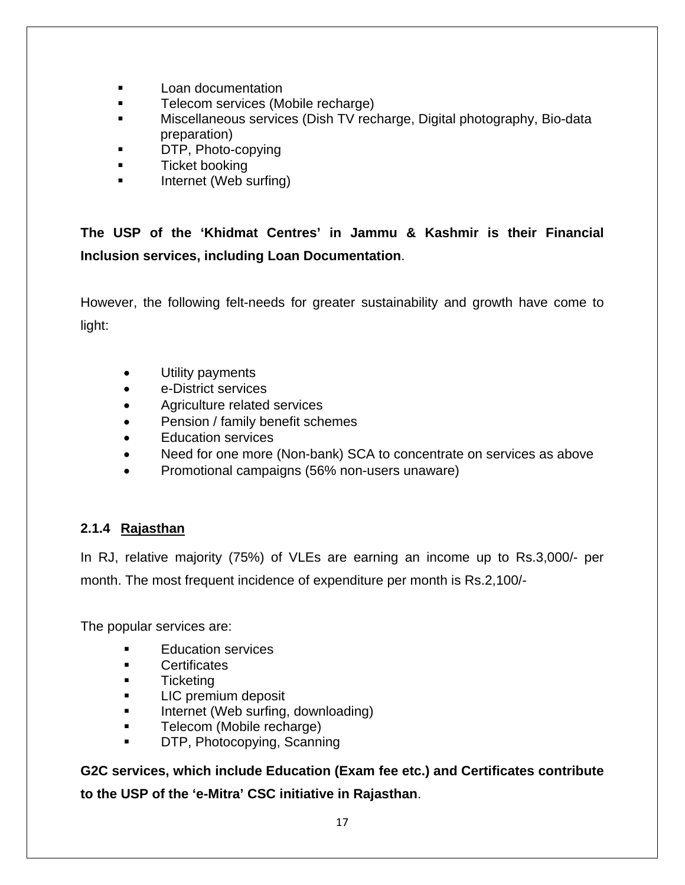- Loan documentation
- Telecom services (Mobile recharge)
- Miscellaneous services (Dish TV recharge, Digital photography, Bio-data preparation)
- DTP, Photo-copying
- Ticket booking
- Internet (Web surfing)

**The USP of the 'Khidmat Centres' in Jammu & Kashmir is their Financial Inclusion services, including Loan Documentation**.

However, the following felt-needs for greater sustainability and growth have come to light:

- Utility payments
- e-District services
- Agriculture related services
- Pension / family benefit schemes
- Education services
- Need for one more (Non-bank) SCA to concentrate on services as above
- Promotional campaigns (56% non-users unaware)

#### 2.1.4 Rajasthan

In RJ, relative majority (75%) of VLEs are earning an income up to Rs.3,000/- per month. The most frequent incidence of expenditure per month is Rs.2,100/-

The popular services are:

- Education services
- Certificates
- Ticketing
- LIC premium deposit
- Internet (Web surfing, downloading)
- Telecom (Mobile recharge)
- DTP, Photocopying, Scanning

**G2C services, which include Education (Exam fee etc.) and Certificates contribute to the USP of the 'e-Mitra' CSC initiative in Rajasthan**.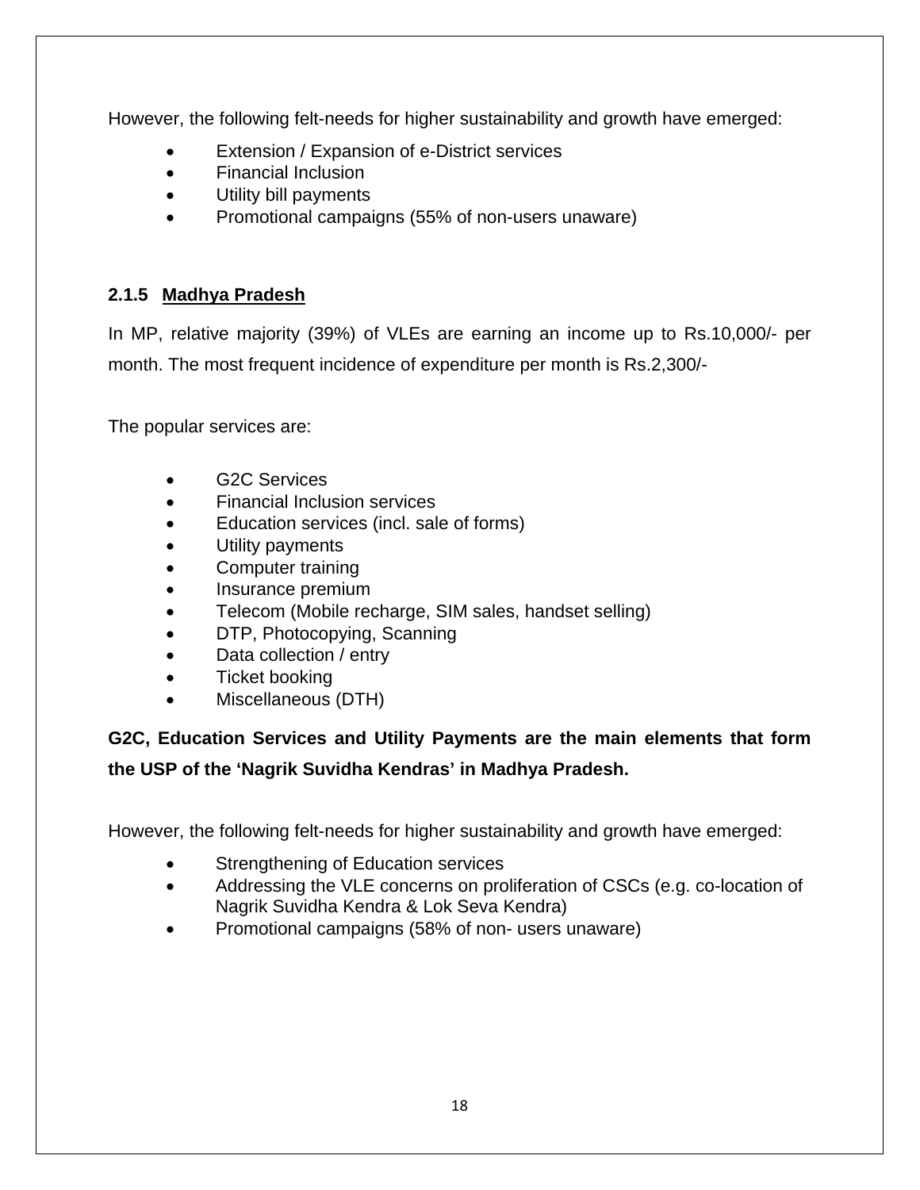However, the following felt-needs for higher sustainability and growth have emerged:

- Extension / Expansion of e-District services
- Financial Inclusion
- Utility bill payments
- Promotional campaigns (55% of non-users unaware)

### 2.1.5 Madhya Pradesh

In MP, relative majority (39%) of VLEs are earning an income up to Rs.10,000/- per month. The most frequent incidence of expenditure per month is Rs.2,300/-

The popular services are:

- G2C Services
- Financial Inclusion services
- Education services (incl. sale of forms)
- Utility payments
- Computer training
- Insurance premium
- Telecom (Mobile recharge, SIM sales, handset selling)
- DTP, Photocopying, Scanning
- Data collection / entry
- Ticket booking
- Miscellaneous (DTH)

**G2C, Education Services and Utility Payments are the main elements that form the USP of the 'Nagrik Suvidha Kendras' in Madhya Pradesh.**

However, the following felt-needs for higher sustainability and growth have emerged:

- Strengthening of Education services
- Addressing the VLE concerns on proliferation of CSCs (e.g. co-location of Nagrik Suvidha Kendra & Lok Seva Kendra)
- Promotional campaigns (58% of non- users unaware)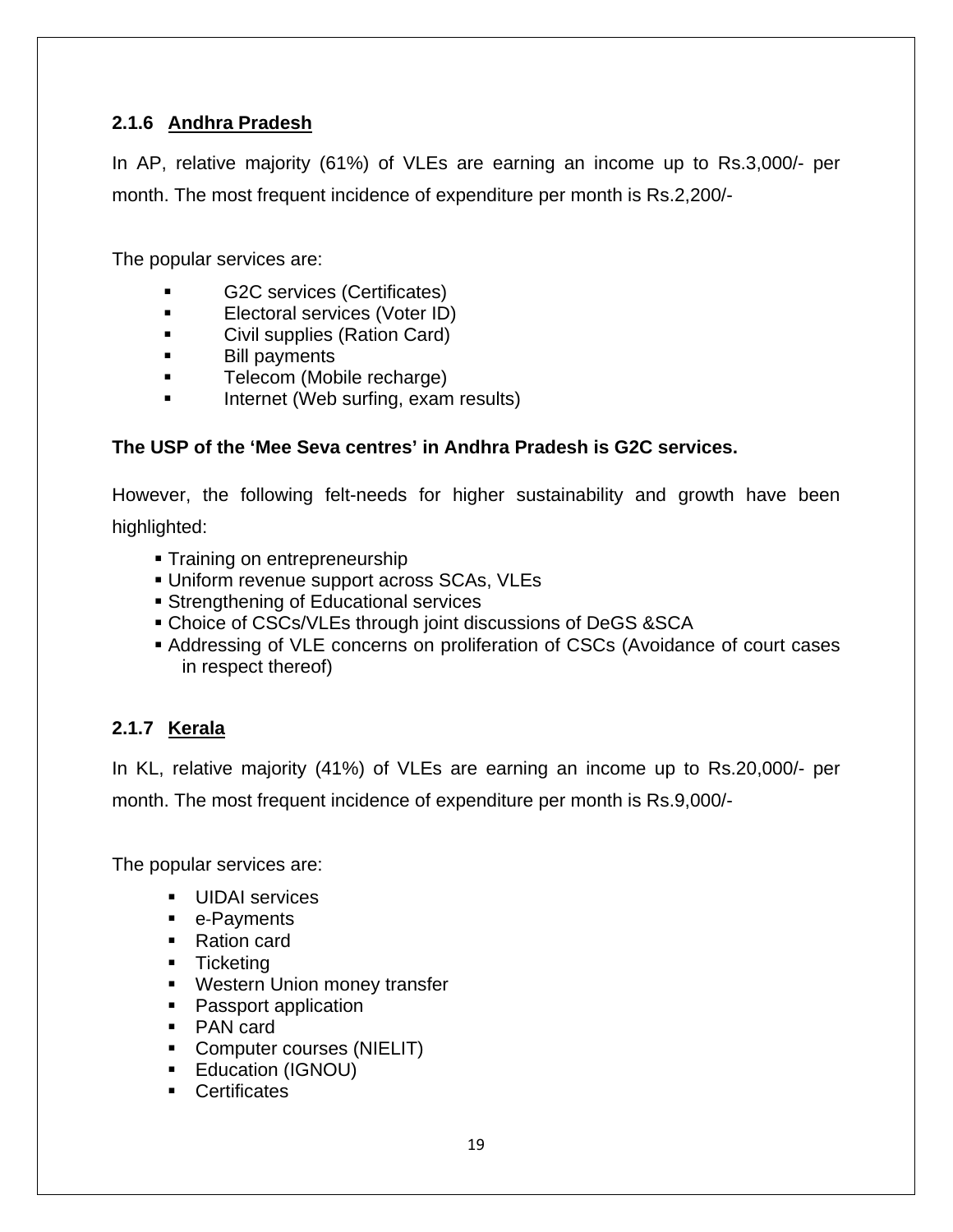### 2.1.6 Andhra Pradesh

In AP, relative majority (61%) of VLEs are earning an income up to Rs.3,000/- per month. The most frequent incidence of expenditure per month is Rs.2,200/-

The popular services are:

- G2C services (Certificates)
- Electoral services (Voter ID)
- Civil supplies (Ration Card)
- Bill payments
- Telecom (Mobile recharge)
- Internet (Web surfing, exam results)

**The USP of the 'Mee Seva centres' in Andhra Pradesh is G2C services.**

However, the following felt-needs for higher sustainability and growth have been highlighted:

- Training on entrepreneurship
- Uniform revenue support across SCAs, VLEs
- Strengthening of Educational services
- Choice of CSCs/VLEs through joint discussions of DeGS &SCA
- Addressing of VLE concerns on proliferation of CSCs (Avoidance of court cases in respect thereof)

### 2.1.7 Kerala

In KL, relative majority (41%) of VLEs are earning an income up to Rs.20,000/- per month. The most frequent incidence of expenditure per month is Rs.9,000/-

The popular services are:

- UIDAI services
- e-Payments
- Ration card
- Ticketing
- Western Union money transfer
- Passport application
- PAN card
- Computer courses (NIELIT)
- Education (IGNOU)
- Certificates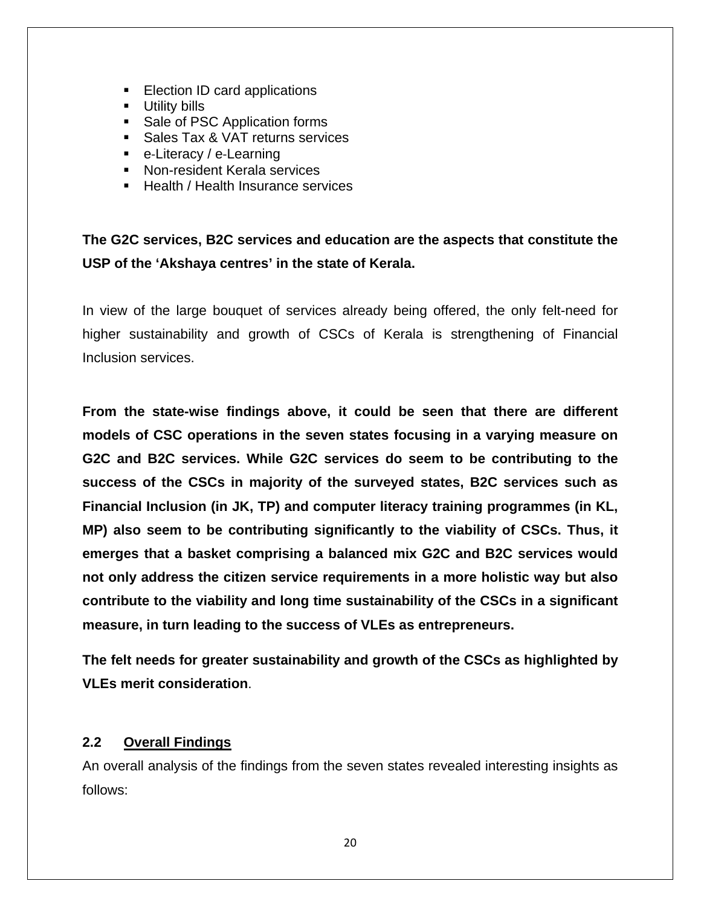- Election ID card applications
- Utility bills
- Sale of PSC Application forms
- Sales Tax & VAT returns services
- e-Literacy / e-Learning
- Non-resident Kerala services
- Health / Health Insurance services

**The G2C services, B2C services and education are the aspects that constitute the USP of the 'Akshaya centres' in the state of Kerala.**

In view of the large bouquet of services already being offered, the only felt-need for higher sustainability and growth of CSCs of Kerala is strengthening of Financial Inclusion services.

**From the state-wise findings above, it could be seen that there are different models of CSC operations in the seven states focusing in a varying measure on G2C and B2C services. While G2C services do seem to be contributing to the success of the CSCs in majority of the surveyed states, B2C services such as Financial Inclusion (in JK, TP) and computer literacy training programmes (in KL, MP) also seem to be contributing significantly to the viability of CSCs. Thus, it emerges that a basket comprising a balanced mix G2C and B2C services would not only address the citizen service requirements in a more holistic way but also contribute to the viability and long time sustainability of the CSCs in a significant measure, in turn leading to the success of VLEs as entrepreneurs.**

**The felt needs for greater sustainability and growth of the CSCs as highlighted by VLEs merit consideration**.

## 2.2 Overall Findings

An overall analysis of the findings from the seven states revealed interesting insights as follows: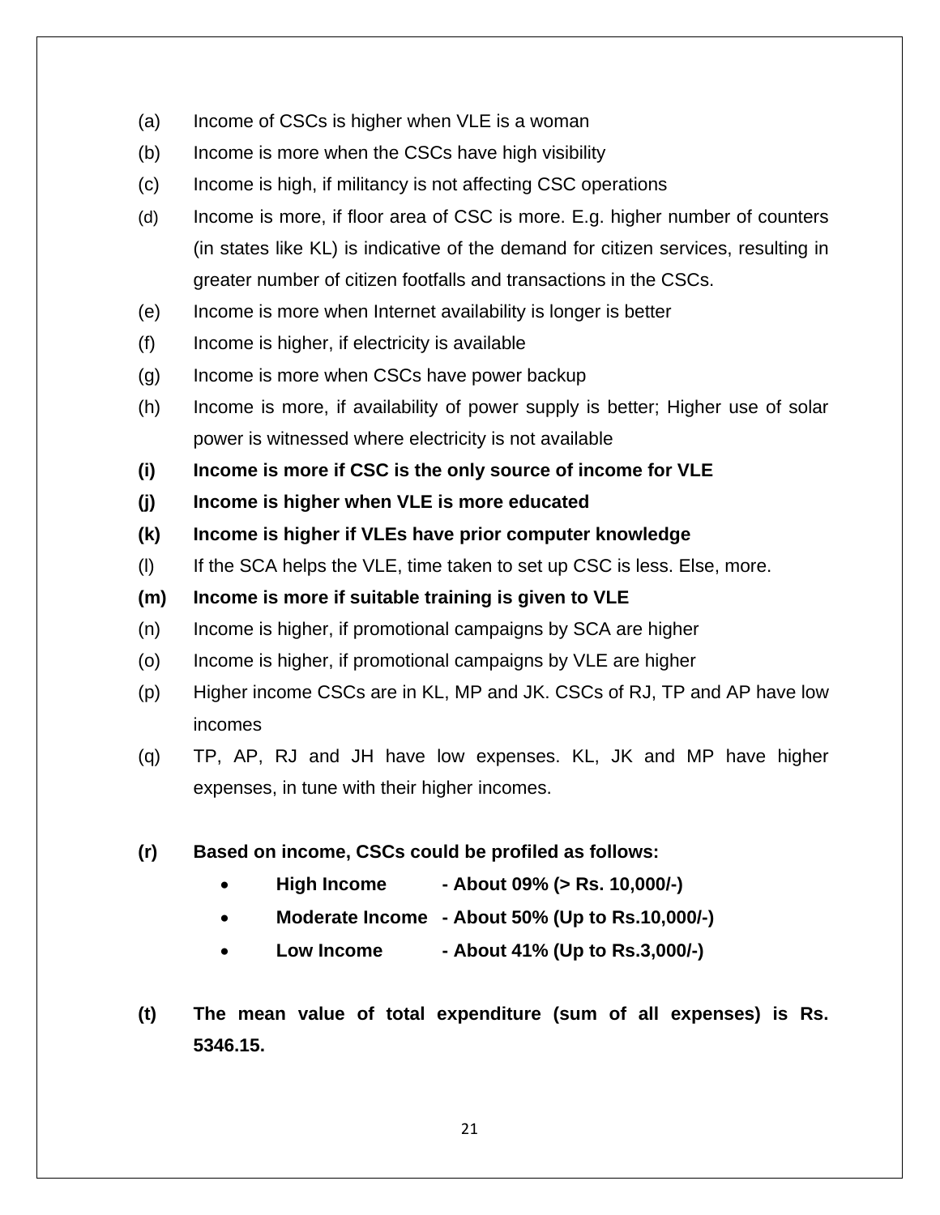(a) Income of CSCs is higher when VLE is a woman

(b) Income is more when the CSCs have high visibility

(c) Income is high, if militancy is not affecting CSC operations

(d) Income is more, if floor area of CSC is more. E.g. higher number of counters (in states like KL) is indicative of the demand for citizen services, resulting in greater number of citizen footfalls and transactions in the CSCs.

(e) Income is more when Internet availability is longer is better

(f) Income is higher, if electricity is available

(g) Income is more when CSCs have power backup

(h) Income is more, if availability of power supply is better; Higher use of solar power is witnessed where electricity is not available

**(i) Income is more if CSC is the only source of income for VLE**

**(j) Income is higher when VLE is more educated**

**(k) Income is higher if VLEs have prior computer knowledge**

(l) If the SCA helps the VLE, time taken to set up CSC is less. Else, more.

**(m) Income is more if suitable training is given to VLE**

(n) Income is higher, if promotional campaigns by SCA are higher

(o) Income is higher, if promotional campaigns by VLE are higher

(p) Higher income CSCs are in KL, MP and JK. CSCs of RJ, TP and AP have low incomes

(q) TP, AP, RJ and JH have low expenses. KL, JK and MP have higher expenses, in tune with their higher incomes.

**(r) Based on income, CSCs could be profiled as follows:**

- **High Income - About 09% (> Rs. 10,000/-)**
- **Moderate Income - About 50% (Up to Rs.10,000/-)**
- **Low Income - About 41% (Up to Rs.3,000/-)**

**(t) The mean value of total expenditure (sum of all expenses) is Rs. 5346.15.**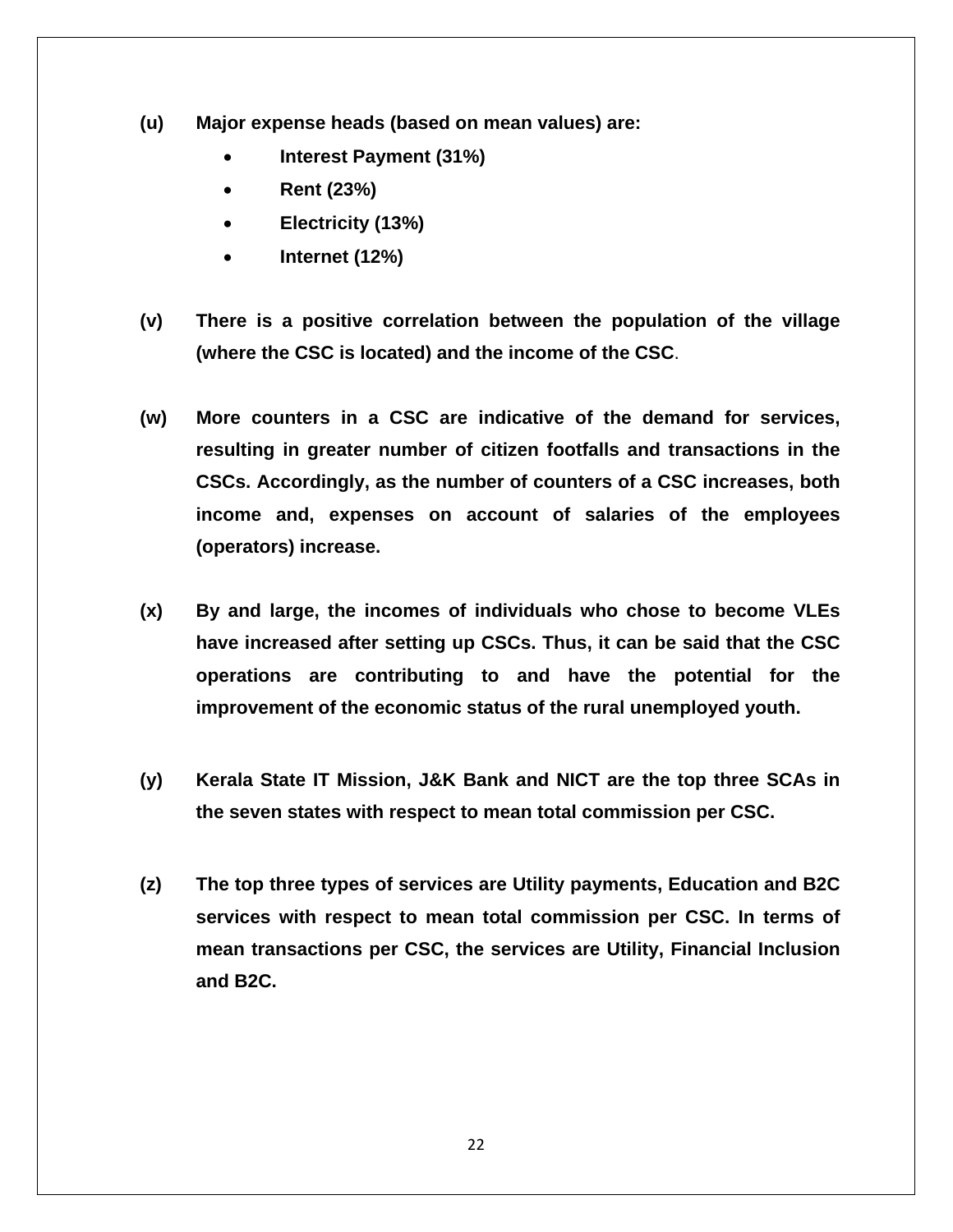**(u) Major expense heads (based on mean values) are:**

- **Interest Payment (31%)**
- **Rent (23%)**
- **Electricity (13%)**
- **Internet (12%)**

**(v) There is a positive correlation between the population of the village (where the CSC is located) and the income of the CSC**.

**(w) More counters in a CSC are indicative of the demand for services, resulting in greater number of citizen footfalls and transactions in the CSCs. Accordingly, as the number of counters of a CSC increases, both income and, expenses on account of salaries of the employees (operators) increase.**

**(x) By and large, the incomes of individuals who chose to become VLEs have increased after setting up CSCs. Thus, it can be said that the CSC operations are contributing to and have the potential for the improvement of the economic status of the rural unemployed youth.**

**(y) Kerala State IT Mission, J&K Bank and NICT are the top three SCAs in the seven states with respect to mean total commission per CSC.**

**(z) The top three types of services are Utility payments, Education and B2C services with respect to mean total commission per CSC. In terms of mean transactions per CSC, the services are Utility, Financial Inclusion and B2C.**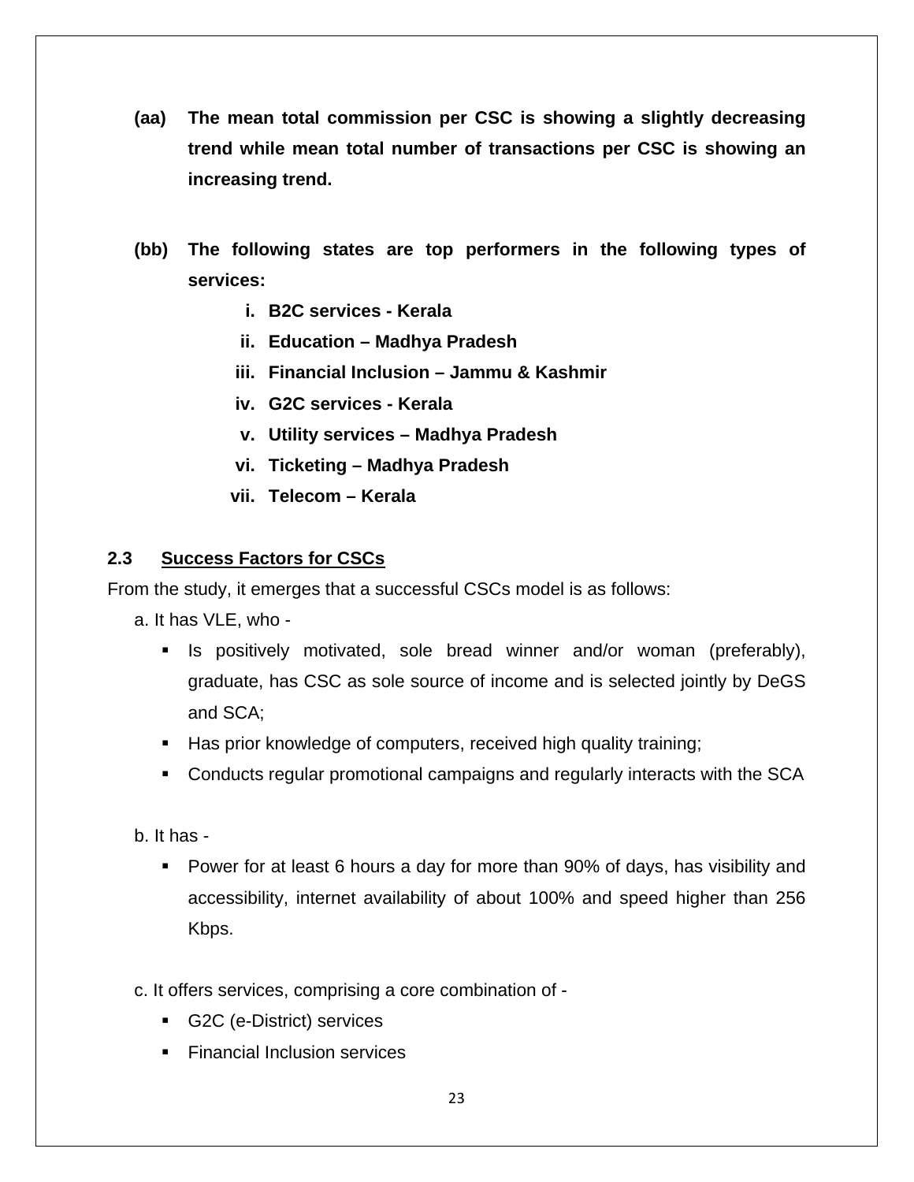**(aa) The mean total commission per CSC is showing a slightly decreasing trend while mean total number of transactions per CSC is showing an increasing trend.**

**(bb) The following states are top performers in the following types of services:**

- **i. B2C services - Kerala**
- **ii. Education – Madhya Pradesh**
- **iii. Financial Inclusion – Jammu & Kashmir**
- **iv. G2C services - Kerala**
- **v. Utility services – Madhya Pradesh**
- **vi. Ticketing – Madhya Pradesh**
- **vii. Telecom – Kerala**

### 2.3 Success Factors for CSCs

From the study, it emerges that a successful CSCs model is as follows:

a. It has VLE, who -

- Is positively motivated, sole bread winner and/or woman (preferably), graduate, has CSC as sole source of income and is selected jointly by DeGS and SCA;
- Has prior knowledge of computers, received high quality training;
- Conducts regular promotional campaigns and regularly interacts with the SCA

b. It has -

- Power for at least 6 hours a day for more than 90% of days, has visibility and accessibility, internet availability of about 100% and speed higher than 256 Kbps.

c. It offers services, comprising a core combination of -

- G2C (e-District) services
- Financial Inclusion services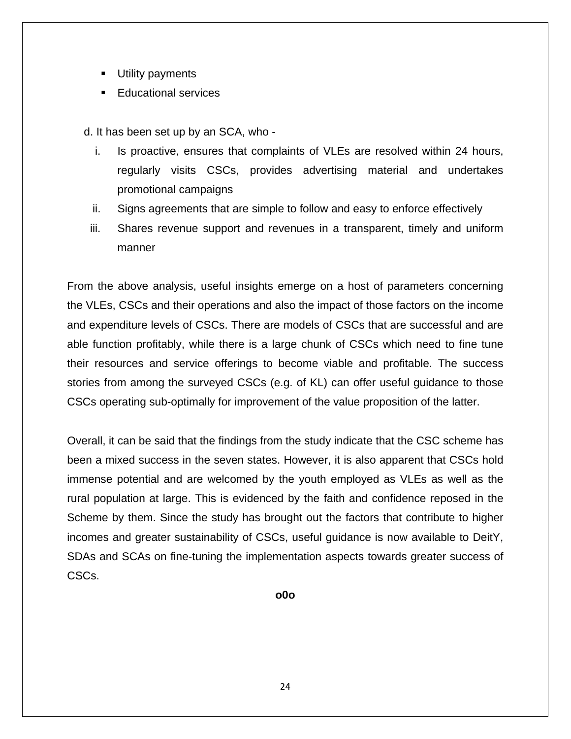- Utility payments
- Educational services

d. It has been set up by an SCA, who -

i. Is proactive, ensures that complaints of VLEs are resolved within 24 hours, regularly visits CSCs, provides advertising material and undertakes promotional campaigns

ii. Signs agreements that are simple to follow and easy to enforce effectively

iii. Shares revenue support and revenues in a transparent, timely and uniform manner

From the above analysis, useful insights emerge on a host of parameters concerning the VLEs, CSCs and their operations and also the impact of those factors on the income and expenditure levels of CSCs. There are models of CSCs that are successful and are able function profitably, while there is a large chunk of CSCs which need to fine tune their resources and service offerings to become viable and profitable. The success stories from among the surveyed CSCs (e.g. of KL) can offer useful guidance to those CSCs operating sub-optimally for improvement of the value proposition of the latter.

Overall, it can be said that the findings from the study indicate that the CSC scheme has been a mixed success in the seven states. However, it is also apparent that CSCs hold immense potential and are welcomed by the youth employed as VLEs as well as the rural population at large. This is evidenced by the faith and confidence reposed in the Scheme by them. Since the study has brought out the factors that contribute to higher incomes and greater sustainability of CSCs, useful guidance is now available to DeitY, SDAs and SCAs on fine-tuning the implementation aspects towards greater success of CSCs.

**o0o**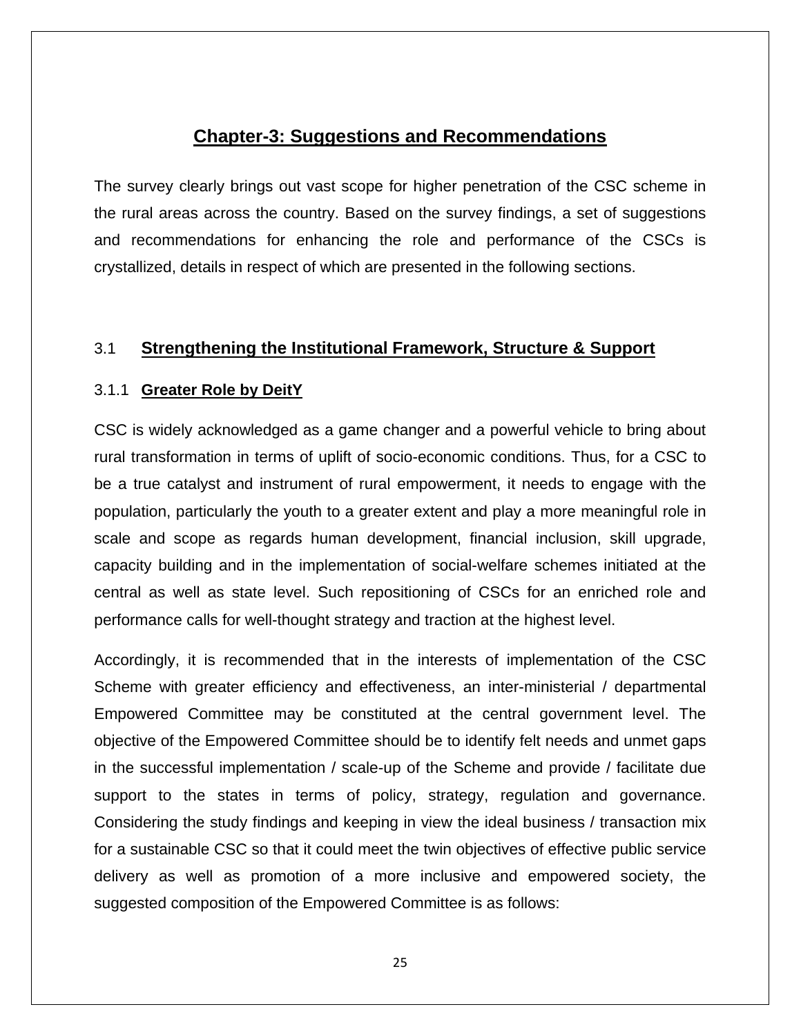# Chapter-3: Suggestions and Recommendations

The survey clearly brings out vast scope for higher penetration of the CSC scheme in the rural areas across the country. Based on the survey findings, a set of suggestions and recommendations for enhancing the role and performance of the CSCs is crystallized, details in respect of which are presented in the following sections.

## 3.1 Strengthening the Institutional Framework, Structure & Support

### 3.1.1 Greater Role by DeitY

CSC is widely acknowledged as a game changer and a powerful vehicle to bring about rural transformation in terms of uplift of socio-economic conditions. Thus, for a CSC to be a true catalyst and instrument of rural empowerment, it needs to engage with the population, particularly the youth to a greater extent and play a more meaningful role in scale and scope as regards human development, financial inclusion, skill upgrade, capacity building and in the implementation of social-welfare schemes initiated at the central as well as state level. Such repositioning of CSCs for an enriched role and performance calls for well-thought strategy and traction at the highest level.

Accordingly, it is recommended that in the interests of implementation of the CSC Scheme with greater efficiency and effectiveness, an inter-ministerial / departmental Empowered Committee may be constituted at the central government level. The objective of the Empowered Committee should be to identify felt needs and unmet gaps in the successful implementation / scale-up of the Scheme and provide / facilitate due support to the states in terms of policy, strategy, regulation and governance. Considering the study findings and keeping in view the ideal business / transaction mix for a sustainable CSC so that it could meet the twin objectives of effective public service delivery as well as promotion of a more inclusive and empowered society, the suggested composition of the Empowered Committee is as follows: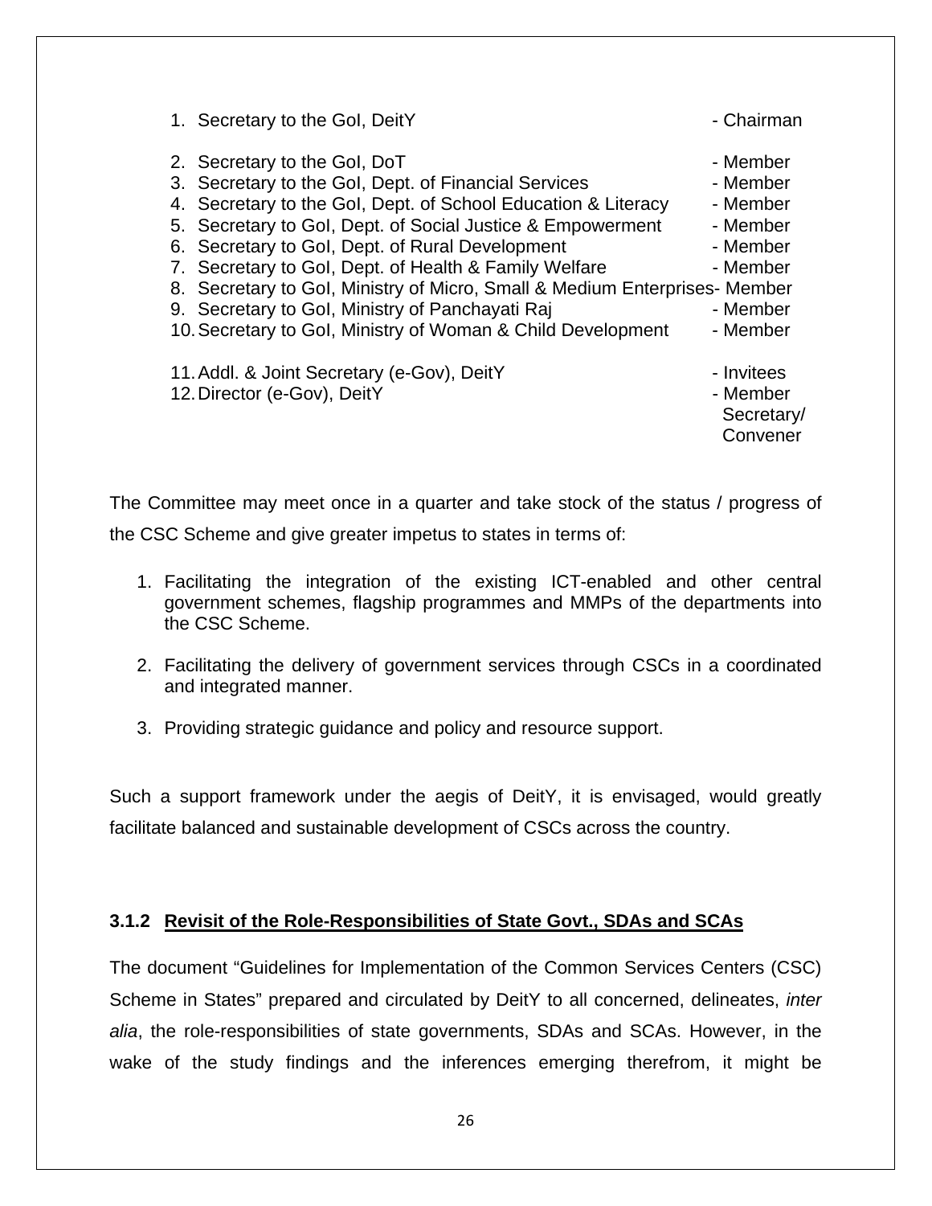1. Secretary to the GoI, DeitY - Chairman

2. Secretary to the GoI, DoT - Member
3. Secretary to the GoI, Dept. of Financial Services - Member
4. Secretary to the GoI, Dept. of School Education & Literacy - Member
5. Secretary to GoI, Dept. of Social Justice & Empowerment - Member
6. Secretary to GoI, Dept. of Rural Development - Member
7. Secretary to GoI, Dept. of Health & Family Welfare - Member
8. Secretary to GoI, Ministry of Micro, Small & Medium Enterprises- Member
9. Secretary to GoI, Ministry of Panchayati Raj - Member
10. Secretary to GoI, Ministry of Woman & Child Development - Member

11. Addl. & Joint Secretary (e-Gov), DeitY - Invitees
12. Director (e-Gov), DeitY - Member Secretary/ Convener

The Committee may meet once in a quarter and take stock of the status / progress of the CSC Scheme and give greater impetus to states in terms of:

1. Facilitating the integration of the existing ICT-enabled and other central government schemes, flagship programmes and MMPs of the departments into the CSC Scheme.

2. Facilitating the delivery of government services through CSCs in a coordinated and integrated manner.

3. Providing strategic guidance and policy and resource support.

Such a support framework under the aegis of DeitY, it is envisaged, would greatly facilitate balanced and sustainable development of CSCs across the country.

### 3.1.2 Revisit of the Role-Responsibilities of State Govt., SDAs and SCAs

The document "Guidelines for Implementation of the Common Services Centers (CSC) Scheme in States" prepared and circulated by DeitY to all concerned, delineates, *inter alia*, the role-responsibilities of state governments, SDAs and SCAs. However, in the wake of the study findings and the inferences emerging therefrom, it might be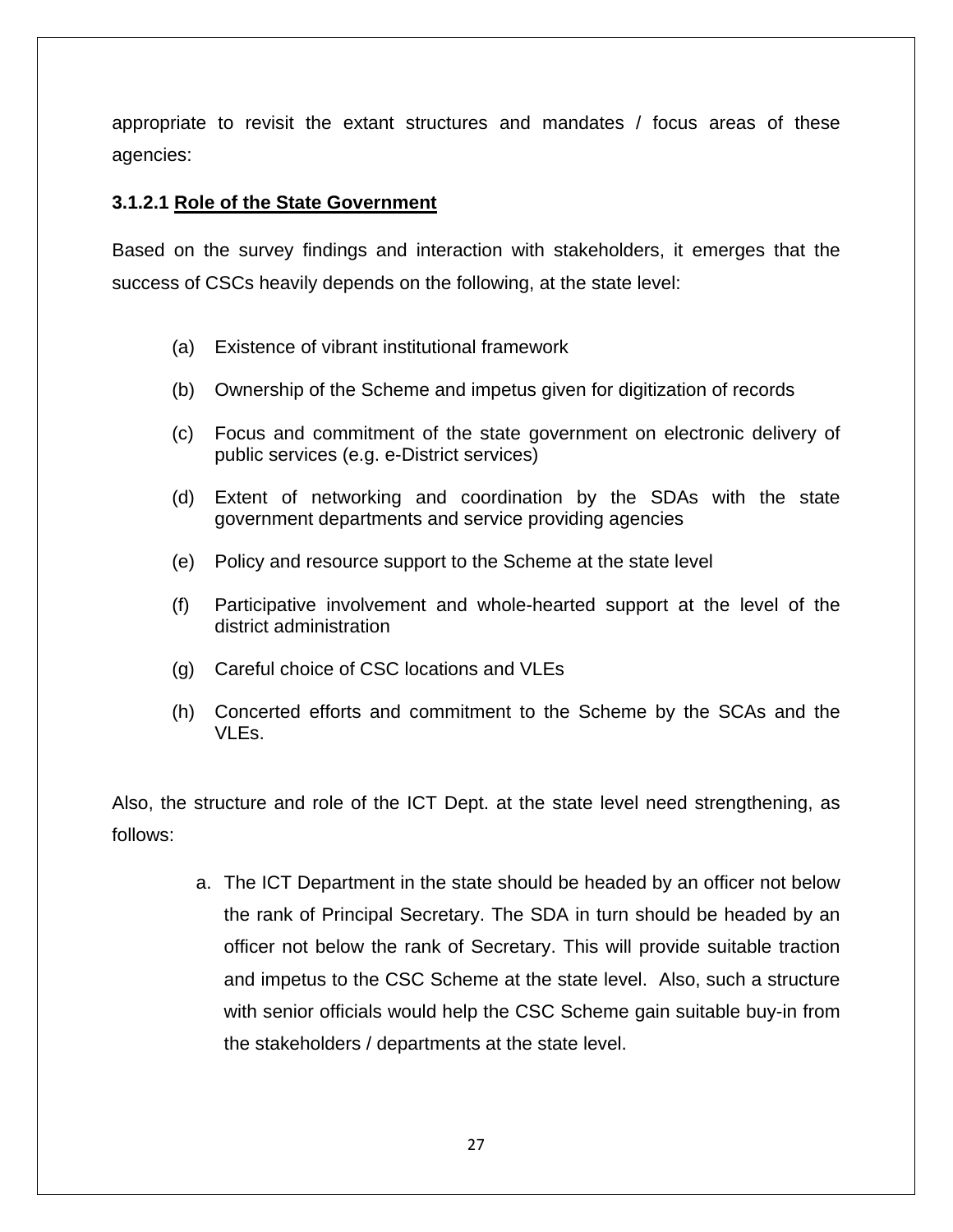appropriate to revisit the extant structures and mandates / focus areas of these agencies:

#### 3.1.2.1 <u>Role of the State Government</u>

Based on the survey findings and interaction with stakeholders, it emerges that the success of CSCs heavily depends on the following, at the state level:

(a) Existence of vibrant institutional framework

(b) Ownership of the Scheme and impetus given for digitization of records

(c) Focus and commitment of the state government on electronic delivery of public services (e.g. e-District services)

(d) Extent of networking and coordination by the SDAs with the state government departments and service providing agencies

(e) Policy and resource support to the Scheme at the state level

(f) Participative involvement and whole-hearted support at the level of the district administration

(g) Careful choice of CSC locations and VLEs

(h) Concerted efforts and commitment to the Scheme by the SCAs and the VLEs.

Also, the structure and role of the ICT Dept. at the state level need strengthening, as follows:

a. The ICT Department in the state should be headed by an officer not below the rank of Principal Secretary. The SDA in turn should be headed by an officer not below the rank of Secretary. This will provide suitable traction and impetus to the CSC Scheme at the state level. Also, such a structure with senior officials would help the CSC Scheme gain suitable buy-in from the stakeholders / departments at the state level.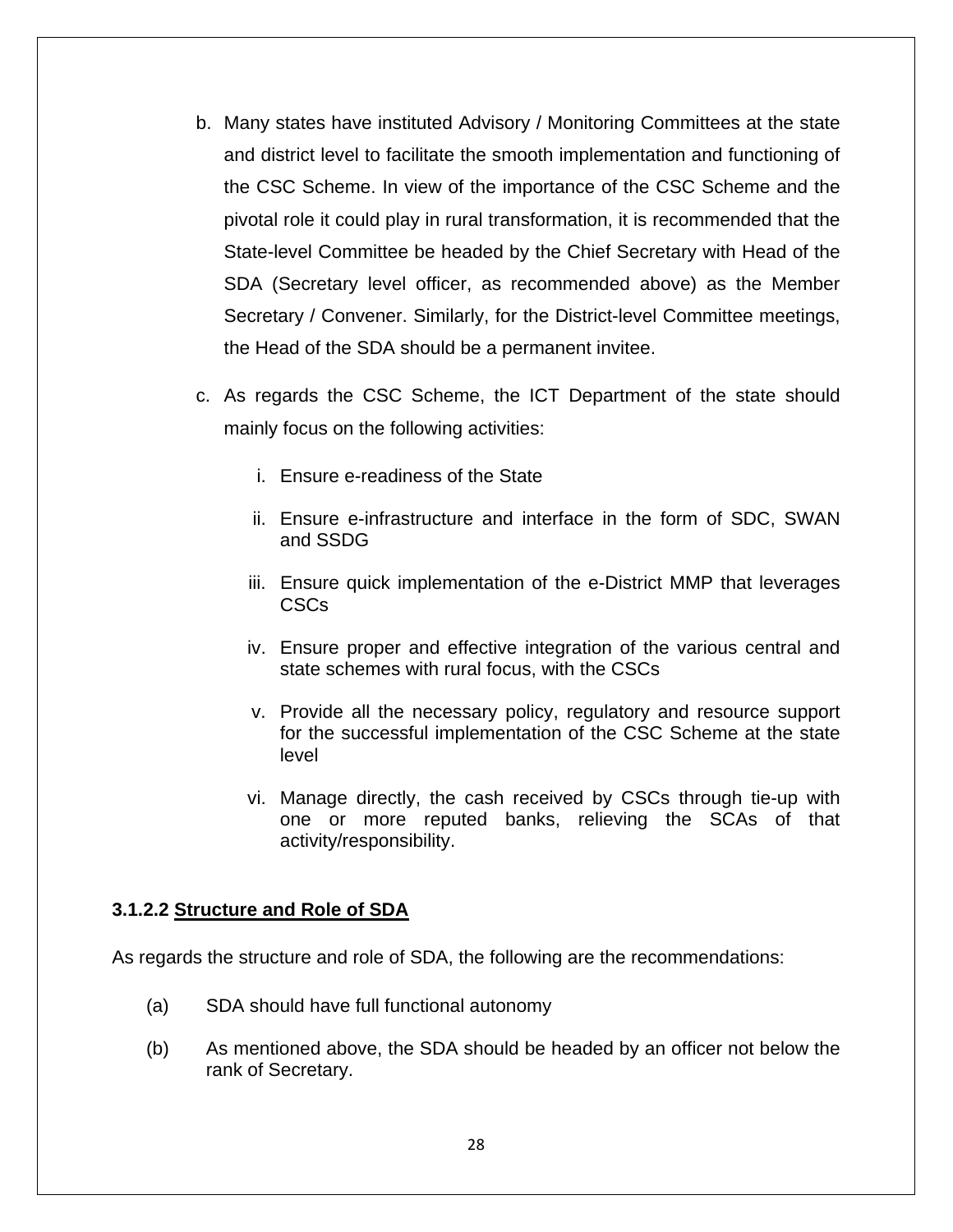b. Many states have instituted Advisory / Monitoring Committees at the state and district level to facilitate the smooth implementation and functioning of the CSC Scheme. In view of the importance of the CSC Scheme and the pivotal role it could play in rural transformation, it is recommended that the State-level Committee be headed by the Chief Secretary with Head of the SDA (Secretary level officer, as recommended above) as the Member Secretary / Convener. Similarly, for the District-level Committee meetings, the Head of the SDA should be a permanent invitee.

c. As regards the CSC Scheme, the ICT Department of the state should mainly focus on the following activities:

   i. Ensure e-readiness of the State

   ii. Ensure e-infrastructure and interface in the form of SDC, SWAN and SSDG

   iii. Ensure quick implementation of the e-District MMP that leverages CSCs

   iv. Ensure proper and effective integration of the various central and state schemes with rural focus, with the CSCs

   v. Provide all the necessary policy, regulatory and resource support for the successful implementation of the CSC Scheme at the state level

   vi. Manage directly, the cash received by CSCs through tie-up with one or more reputed banks, relieving the SCAs of that activity/responsibility.

#### 3.1.2.2 Structure and Role of SDA

As regards the structure and role of SDA, the following are the recommendations:

(a) SDA should have full functional autonomy

(b) As mentioned above, the SDA should be headed by an officer not below the rank of Secretary.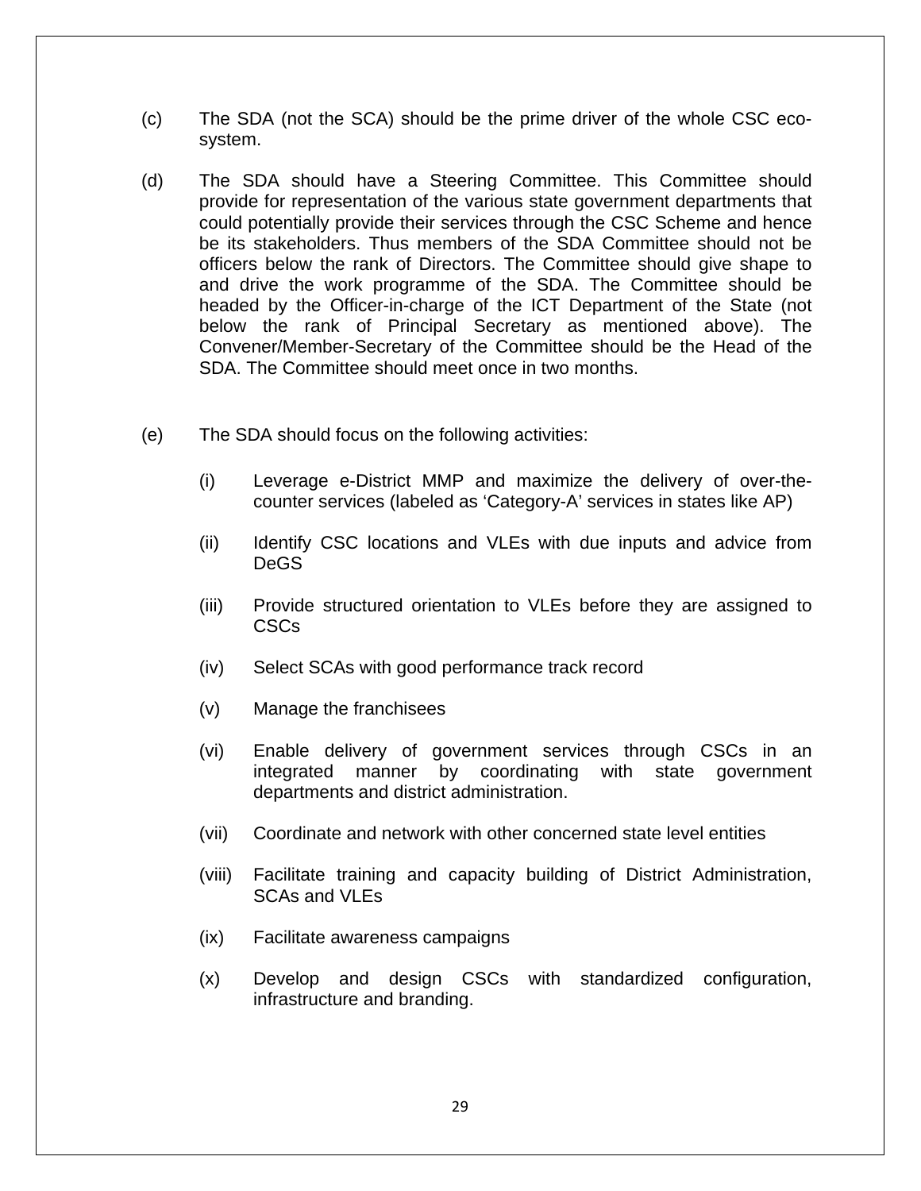(c) The SDA (not the SCA) should be the prime driver of the whole CSC eco-system.

(d) The SDA should have a Steering Committee. This Committee should provide for representation of the various state government departments that could potentially provide their services through the CSC Scheme and hence be its stakeholders. Thus members of the SDA Committee should not be officers below the rank of Directors. The Committee should give shape to and drive the work programme of the SDA. The Committee should be headed by the Officer-in-charge of the ICT Department of the State (not below the rank of Principal Secretary as mentioned above). The Convener/Member-Secretary of the Committee should be the Head of the SDA. The Committee should meet once in two months.

(e) The SDA should focus on the following activities:

- (i) Leverage e-District MMP and maximize the delivery of over-the-counter services (labeled as 'Category-A' services in states like AP)
- (ii) Identify CSC locations and VLEs with due inputs and advice from DeGS
- (iii) Provide structured orientation to VLEs before they are assigned to CSCs
- (iv) Select SCAs with good performance track record
- (v) Manage the franchisees
- (vi) Enable delivery of government services through CSCs in an integrated manner by coordinating with state government departments and district administration.
- (vii) Coordinate and network with other concerned state level entities
- (viii) Facilitate training and capacity building of District Administration, SCAs and VLEs
- (ix) Facilitate awareness campaigns
- (x) Develop and design CSCs with standardized configuration, infrastructure and branding.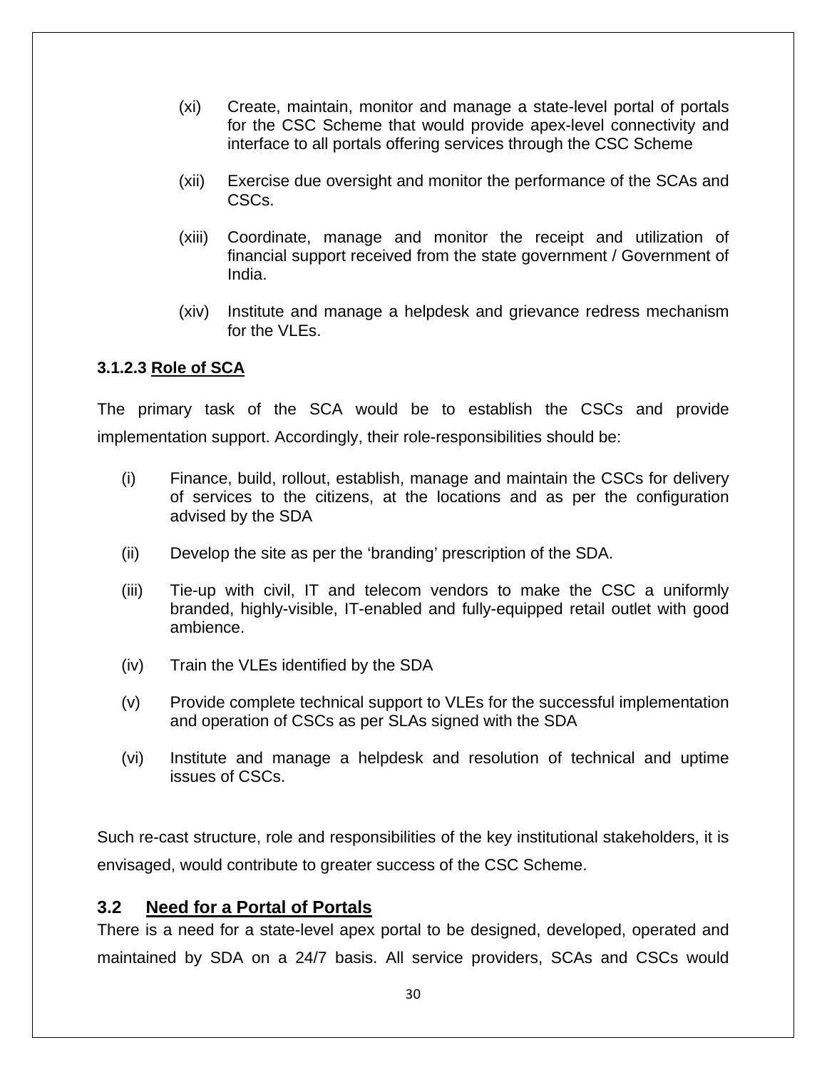(xi) Create, maintain, monitor and manage a state-level portal of portals for the CSC Scheme that would provide apex-level connectivity and interface to all portals offering services through the CSC Scheme

(xii) Exercise due oversight and monitor the performance of the SCAs and CSCs.

(xiii) Coordinate, manage and monitor the receipt and utilization of financial support received from the state government / Government of India.

(xiv) Institute and manage a helpdesk and grievance redress mechanism for the VLEs.

#### 3.1.2.3 Role of SCA

The primary task of the SCA would be to establish the CSCs and provide implementation support. Accordingly, their role-responsibilities should be:

(i) Finance, build, rollout, establish, manage and maintain the CSCs for delivery of services to the citizens, at the locations and as per the configuration advised by the SDA

(ii) Develop the site as per the 'branding' prescription of the SDA.

(iii) Tie-up with civil, IT and telecom vendors to make the CSC a uniformly branded, highly-visible, IT-enabled and fully-equipped retail outlet with good ambience.

(iv) Train the VLEs identified by the SDA

(v) Provide complete technical support to VLEs for the successful implementation and operation of CSCs as per SLAs signed with the SDA

(vi) Institute and manage a helpdesk and resolution of technical and uptime issues of CSCs.

Such re-cast structure, role and responsibilities of the key institutional stakeholders, it is envisaged, would contribute to greater success of the CSC Scheme.

## 3.2 Need for a Portal of Portals

There is a need for a state-level apex portal to be designed, developed, operated and maintained by SDA on a 24/7 basis. All service providers, SCAs and CSCs would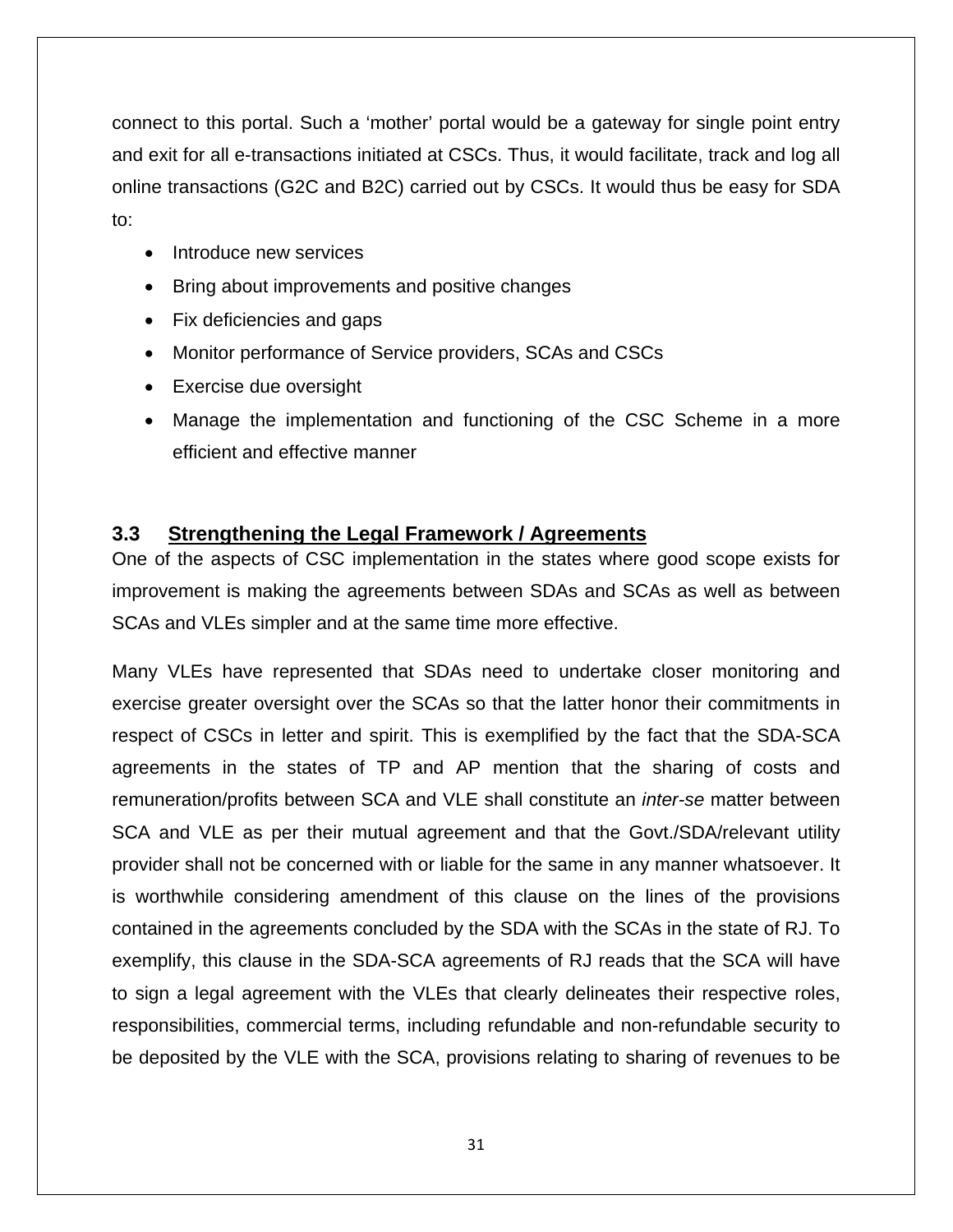connect to this portal. Such a 'mother' portal would be a gateway for single point entry and exit for all e-transactions initiated at CSCs. Thus, it would facilitate, track and log all online transactions (G2C and B2C) carried out by CSCs. It would thus be easy for SDA to:

- Introduce new services
- Bring about improvements and positive changes
- Fix deficiencies and gaps
- Monitor performance of Service providers, SCAs and CSCs
- Exercise due oversight
- Manage the implementation and functioning of the CSC Scheme in a more efficient and effective manner

### 3.3 Strengthening the Legal Framework / Agreements

One of the aspects of CSC implementation in the states where good scope exists for improvement is making the agreements between SDAs and SCAs as well as between SCAs and VLEs simpler and at the same time more effective.

Many VLEs have represented that SDAs need to undertake closer monitoring and exercise greater oversight over the SCAs so that the latter honor their commitments in respect of CSCs in letter and spirit. This is exemplified by the fact that the SDA-SCA agreements in the states of TP and AP mention that the sharing of costs and remuneration/profits between SCA and VLE shall constitute an *inter-se* matter between SCA and VLE as per their mutual agreement and that the Govt./SDA/relevant utility provider shall not be concerned with or liable for the same in any manner whatsoever. It is worthwhile considering amendment of this clause on the lines of the provisions contained in the agreements concluded by the SDA with the SCAs in the state of RJ. To exemplify, this clause in the SDA-SCA agreements of RJ reads that the SCA will have to sign a legal agreement with the VLEs that clearly delineates their respective roles, responsibilities, commercial terms, including refundable and non-refundable security to be deposited by the VLE with the SCA, provisions relating to sharing of revenues to be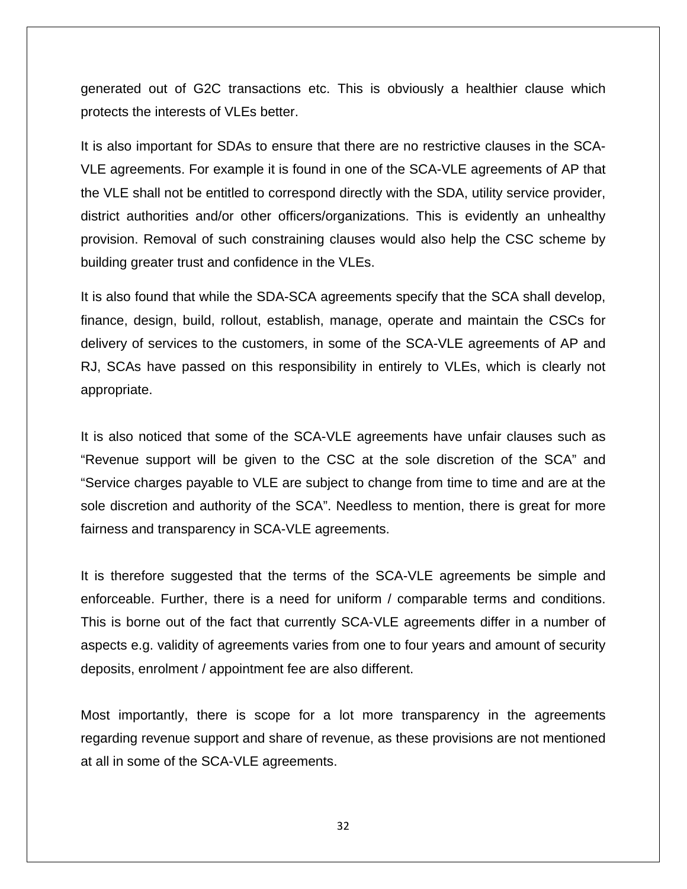generated out of G2C transactions etc. This is obviously a healthier clause which protects the interests of VLEs better.

It is also important for SDAs to ensure that there are no restrictive clauses in the SCA-VLE agreements. For example it is found in one of the SCA-VLE agreements of AP that the VLE shall not be entitled to correspond directly with the SDA, utility service provider, district authorities and/or other officers/organizations. This is evidently an unhealthy provision. Removal of such constraining clauses would also help the CSC scheme by building greater trust and confidence in the VLEs.

It is also found that while the SDA-SCA agreements specify that the SCA shall develop, finance, design, build, rollout, establish, manage, operate and maintain the CSCs for delivery of services to the customers, in some of the SCA-VLE agreements of AP and RJ, SCAs have passed on this responsibility in entirely to VLEs, which is clearly not appropriate.

It is also noticed that some of the SCA-VLE agreements have unfair clauses such as "Revenue support will be given to the CSC at the sole discretion of the SCA" and "Service charges payable to VLE are subject to change from time to time and are at the sole discretion and authority of the SCA". Needless to mention, there is great for more fairness and transparency in SCA-VLE agreements.

It is therefore suggested that the terms of the SCA-VLE agreements be simple and enforceable. Further, there is a need for uniform / comparable terms and conditions. This is borne out of the fact that currently SCA-VLE agreements differ in a number of aspects e.g. validity of agreements varies from one to four years and amount of security deposits, enrolment / appointment fee are also different.

Most importantly, there is scope for a lot more transparency in the agreements regarding revenue support and share of revenue, as these provisions are not mentioned at all in some of the SCA-VLE agreements.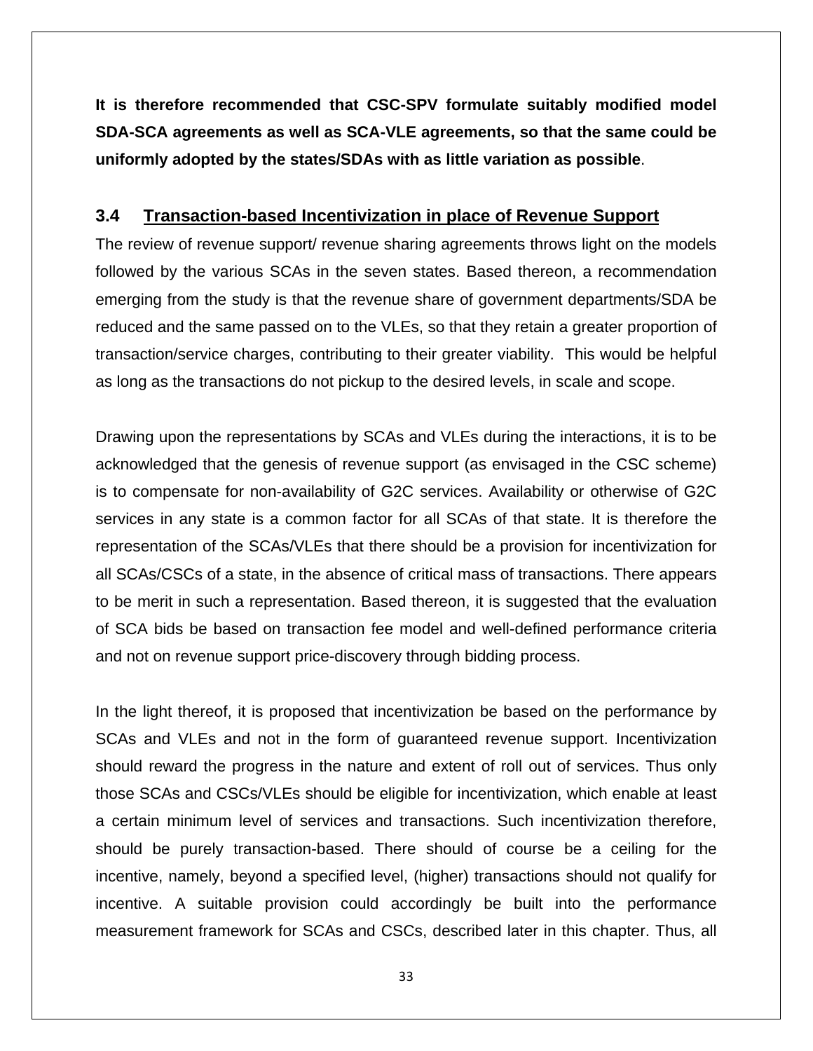**It is therefore recommended that CSC-SPV formulate suitably modified model SDA-SCA agreements as well as SCA-VLE agreements, so that the same could be uniformly adopted by the states/SDAs with as little variation as possible**.

## 3.4 Transaction-based Incentivization in place of Revenue Support

The review of revenue support/ revenue sharing agreements throws light on the models followed by the various SCAs in the seven states. Based thereon, a recommendation emerging from the study is that the revenue share of government departments/SDA be reduced and the same passed on to the VLEs, so that they retain a greater proportion of transaction/service charges, contributing to their greater viability. This would be helpful as long as the transactions do not pickup to the desired levels, in scale and scope.

Drawing upon the representations by SCAs and VLEs during the interactions, it is to be acknowledged that the genesis of revenue support (as envisaged in the CSC scheme) is to compensate for non-availability of G2C services. Availability or otherwise of G2C services in any state is a common factor for all SCAs of that state. It is therefore the representation of the SCAs/VLEs that there should be a provision for incentivization for all SCAs/CSCs of a state, in the absence of critical mass of transactions. There appears to be merit in such a representation. Based thereon, it is suggested that the evaluation of SCA bids be based on transaction fee model and well-defined performance criteria and not on revenue support price-discovery through bidding process.

In the light thereof, it is proposed that incentivization be based on the performance by SCAs and VLEs and not in the form of guaranteed revenue support. Incentivization should reward the progress in the nature and extent of roll out of services. Thus only those SCAs and CSCs/VLEs should be eligible for incentivization, which enable at least a certain minimum level of services and transactions. Such incentivization therefore, should be purely transaction-based. There should of course be a ceiling for the incentive, namely, beyond a specified level, (higher) transactions should not qualify for incentive. A suitable provision could accordingly be built into the performance measurement framework for SCAs and CSCs, described later in this chapter. Thus, all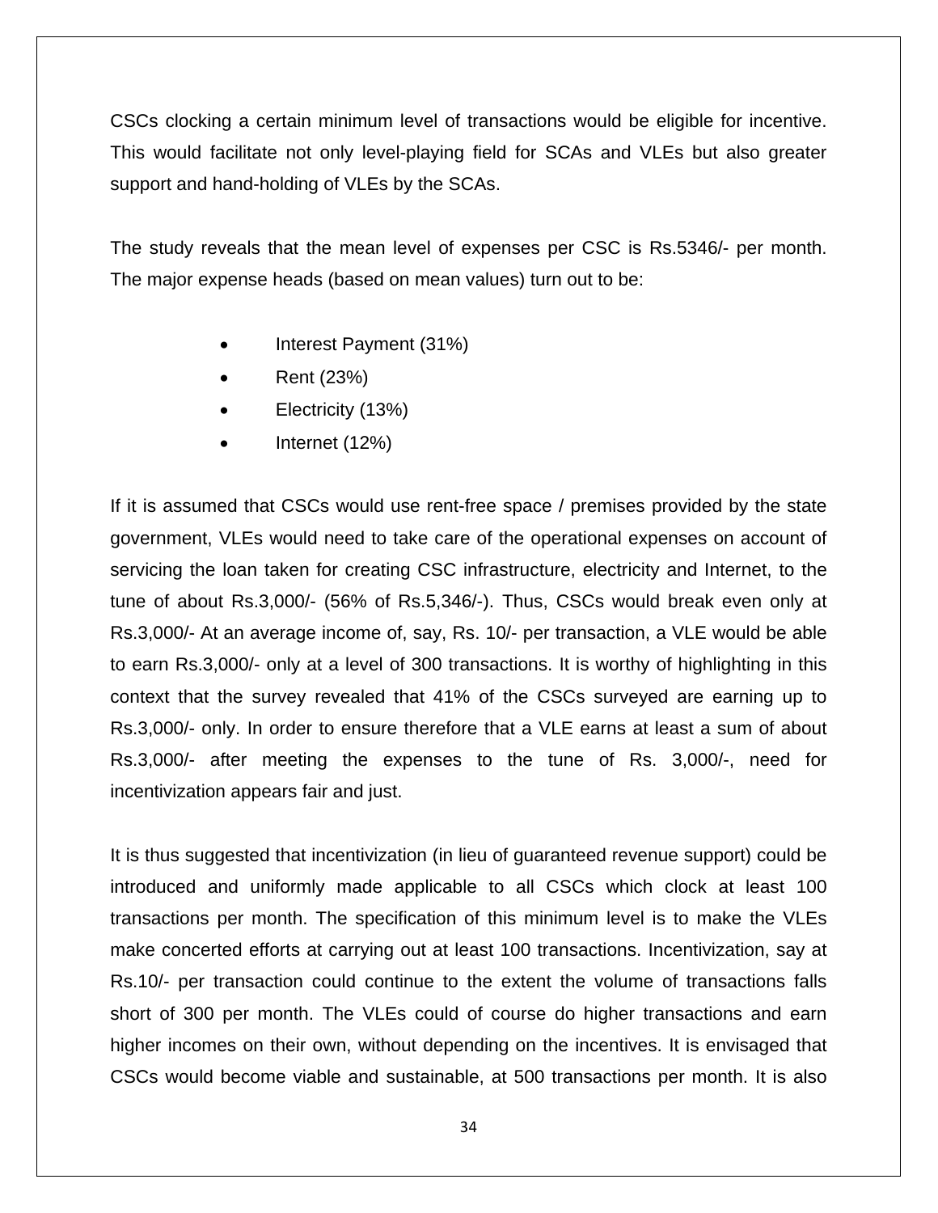CSCs clocking a certain minimum level of transactions would be eligible for incentive. This would facilitate not only level-playing field for SCAs and VLEs but also greater support and hand-holding of VLEs by the SCAs.

The study reveals that the mean level of expenses per CSC is Rs.5346/- per month. The major expense heads (based on mean values) turn out to be:

- Interest Payment (31%)
- Rent (23%)
- Electricity (13%)
- Internet (12%)

If it is assumed that CSCs would use rent-free space / premises provided by the state government, VLEs would need to take care of the operational expenses on account of servicing the loan taken for creating CSC infrastructure, electricity and Internet, to the tune of about Rs.3,000/- (56% of Rs.5,346/-). Thus, CSCs would break even only at Rs.3,000/- At an average income of, say, Rs. 10/- per transaction, a VLE would be able to earn Rs.3,000/- only at a level of 300 transactions. It is worthy of highlighting in this context that the survey revealed that 41% of the CSCs surveyed are earning up to Rs.3,000/- only. In order to ensure therefore that a VLE earns at least a sum of about Rs.3,000/- after meeting the expenses to the tune of Rs. 3,000/-, need for incentivization appears fair and just.

It is thus suggested that incentivization (in lieu of guaranteed revenue support) could be introduced and uniformly made applicable to all CSCs which clock at least 100 transactions per month. The specification of this minimum level is to make the VLEs make concerted efforts at carrying out at least 100 transactions. Incentivization, say at Rs.10/- per transaction could continue to the extent the volume of transactions falls short of 300 per month. The VLEs could of course do higher transactions and earn higher incomes on their own, without depending on the incentives. It is envisaged that CSCs would become viable and sustainable, at 500 transactions per month. It is also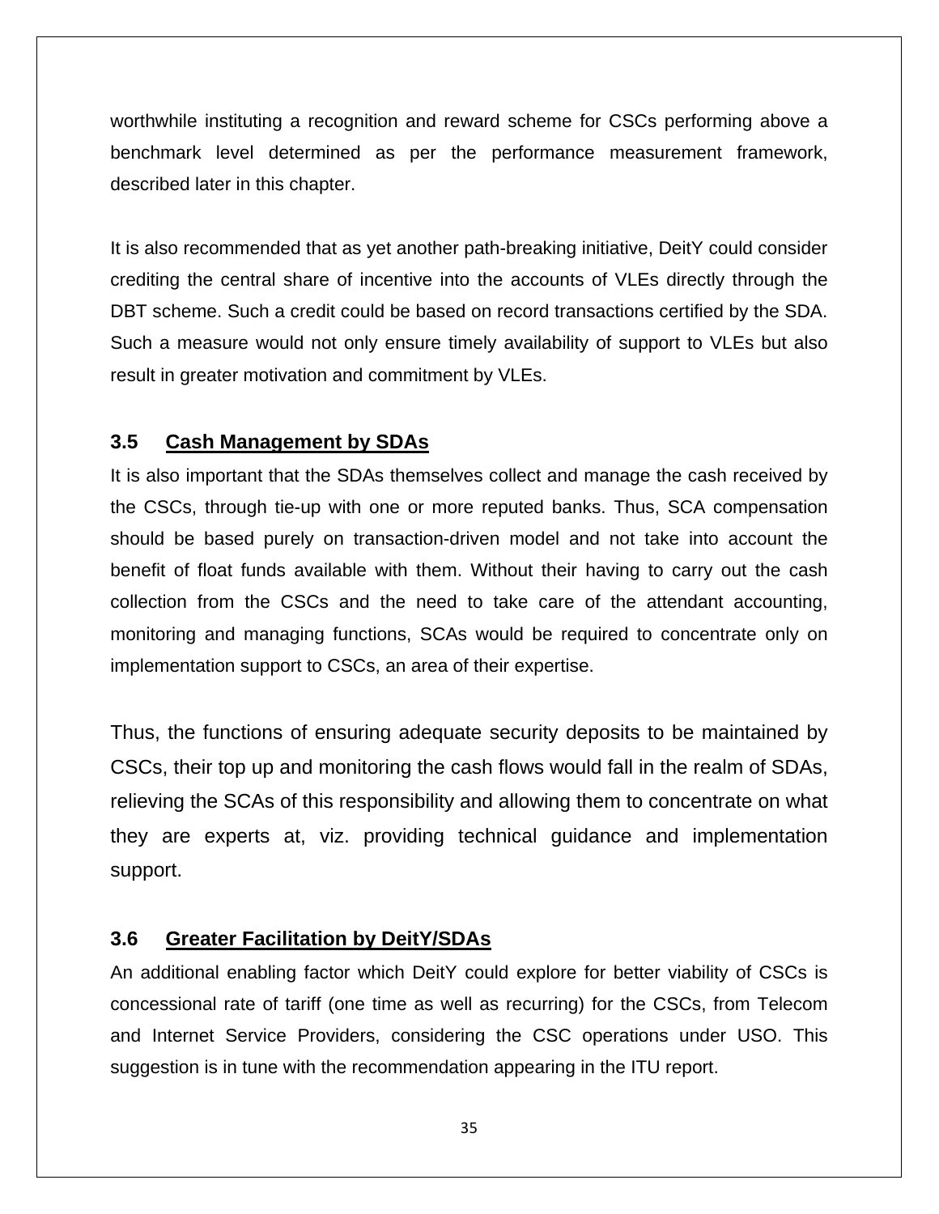worthwhile instituting a recognition and reward scheme for CSCs performing above a benchmark level determined as per the performance measurement framework, described later in this chapter.

It is also recommended that as yet another path-breaking initiative, DeitY could consider crediting the central share of incentive into the accounts of VLEs directly through the DBT scheme. Such a credit could be based on record transactions certified by the SDA. Such a measure would not only ensure timely availability of support to VLEs but also result in greater motivation and commitment by VLEs.

### 3.5 Cash Management by SDAs

It is also important that the SDAs themselves collect and manage the cash received by the CSCs, through tie-up with one or more reputed banks. Thus, SCA compensation should be based purely on transaction-driven model and not take into account the benefit of float funds available with them. Without their having to carry out the cash collection from the CSCs and the need to take care of the attendant accounting, monitoring and managing functions, SCAs would be required to concentrate only on implementation support to CSCs, an area of their expertise.

Thus, the functions of ensuring adequate security deposits to be maintained by CSCs, their top up and monitoring the cash flows would fall in the realm of SDAs, relieving the SCAs of this responsibility and allowing them to concentrate on what they are experts at, viz. providing technical guidance and implementation support.

### 3.6 Greater Facilitation by DeitY/SDAs

An additional enabling factor which DeitY could explore for better viability of CSCs is concessional rate of tariff (one time as well as recurring) for the CSCs, from Telecom and Internet Service Providers, considering the CSC operations under USO. This suggestion is in tune with the recommendation appearing in the ITU report.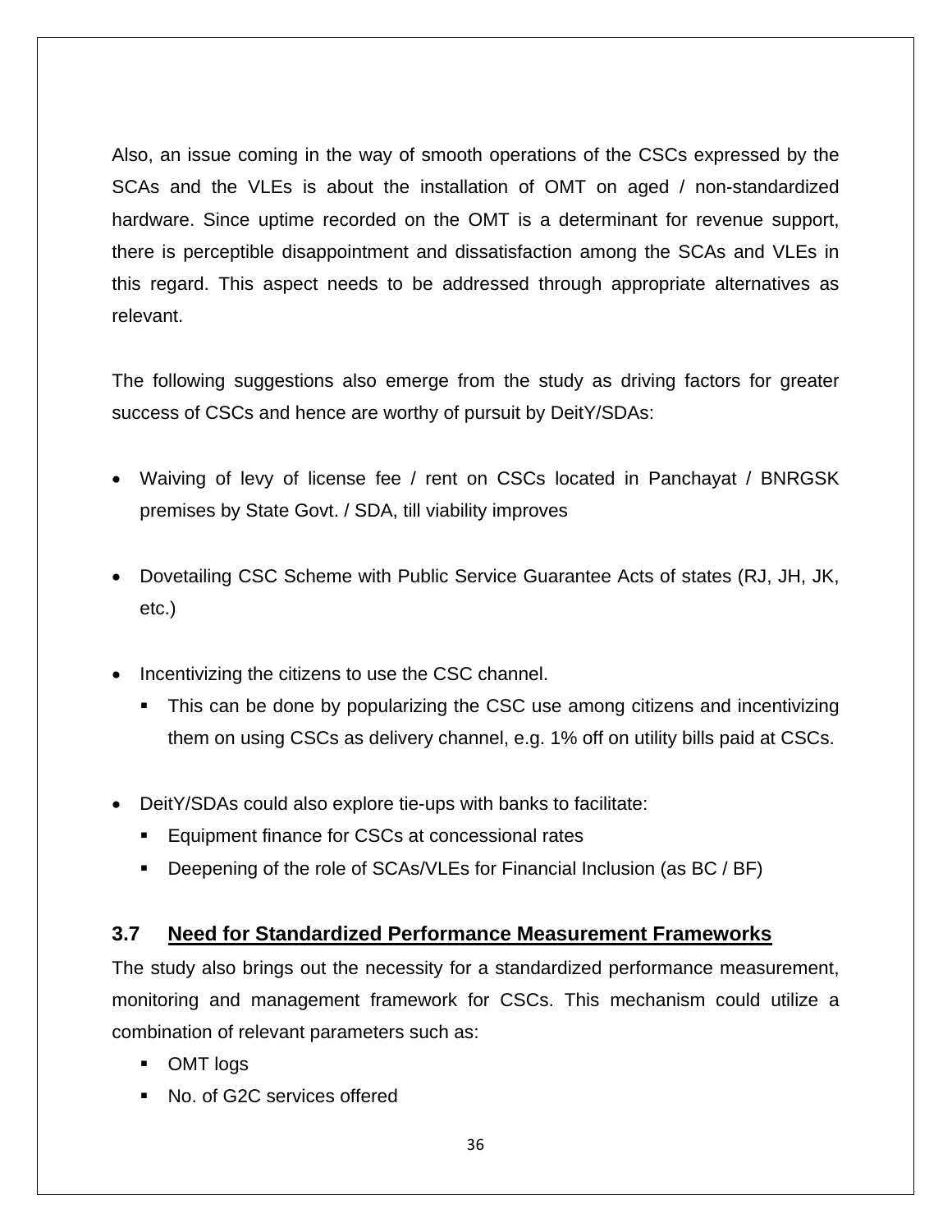Also, an issue coming in the way of smooth operations of the CSCs expressed by the SCAs and the VLEs is about the installation of OMT on aged / non-standardized hardware. Since uptime recorded on the OMT is a determinant for revenue support, there is perceptible disappointment and dissatisfaction among the SCAs and VLEs in this regard. This aspect needs to be addressed through appropriate alternatives as relevant.

The following suggestions also emerge from the study as driving factors for greater success of CSCs and hence are worthy of pursuit by DeitY/SDAs:

- Waiving of levy of license fee / rent on CSCs located in Panchayat / BNRGSK premises by State Govt. / SDA, till viability improves

- Dovetailing CSC Scheme with Public Service Guarantee Acts of states (RJ, JH, JK, etc.)

- Incentivizing the citizens to use the CSC channel.
  - This can be done by popularizing the CSC use among citizens and incentivizing them on using CSCs as delivery channel, e.g. 1% off on utility bills paid at CSCs.

- DeitY/SDAs could also explore tie-ups with banks to facilitate:
  - Equipment finance for CSCs at concessional rates
  - Deepening of the role of SCAs/VLEs for Financial Inclusion (as BC / BF)

### 3.7 Need for Standardized Performance Measurement Frameworks

The study also brings out the necessity for a standardized performance measurement, monitoring and management framework for CSCs. This mechanism could utilize a combination of relevant parameters such as:

- OMT logs
- No. of G2C services offered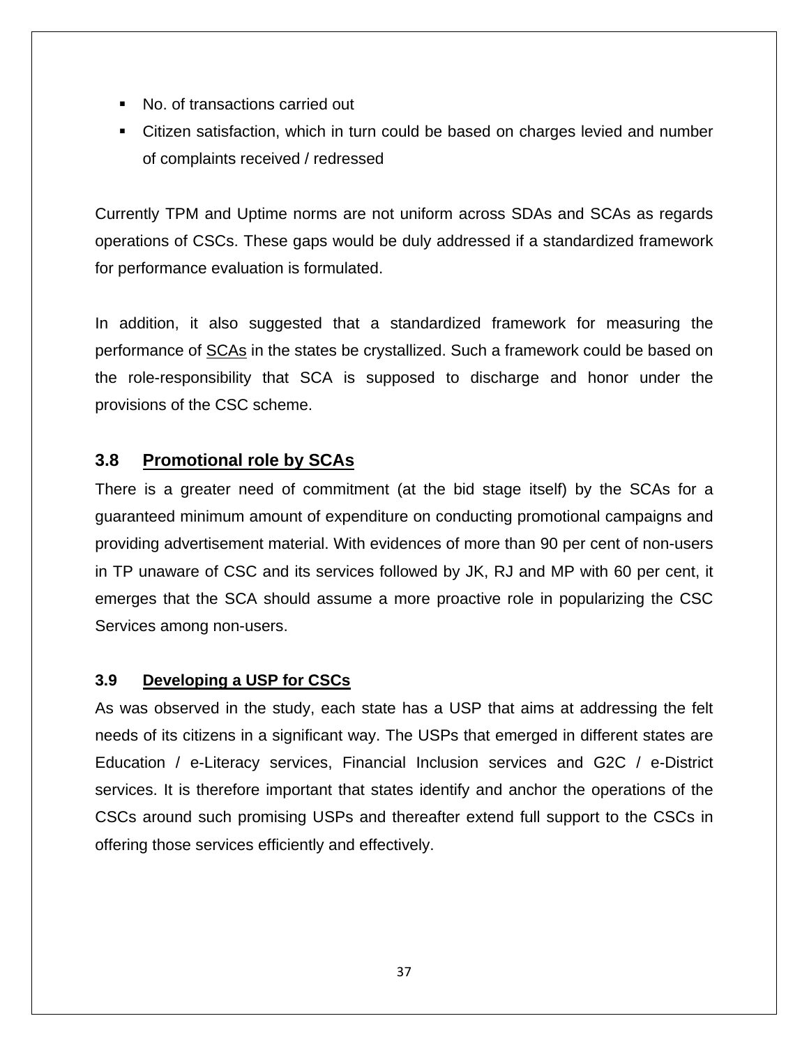- No. of transactions carried out
- Citizen satisfaction, which in turn could be based on charges levied and number of complaints received / redressed

Currently TPM and Uptime norms are not uniform across SDAs and SCAs as regards operations of CSCs. These gaps would be duly addressed if a standardized framework for performance evaluation is formulated.

In addition, it also suggested that a standardized framework for measuring the performance of SCAs in the states be crystallized. Such a framework could be based on the role-responsibility that SCA is supposed to discharge and honor under the provisions of the CSC scheme.

### 3.8 Promotional role by SCAs

There is a greater need of commitment (at the bid stage itself) by the SCAs for a guaranteed minimum amount of expenditure on conducting promotional campaigns and providing advertisement material. With evidences of more than 90 per cent of non-users in TP unaware of CSC and its services followed by JK, RJ and MP with 60 per cent, it emerges that the SCA should assume a more proactive role in popularizing the CSC Services among non-users.

### 3.9 Developing a USP for CSCs

As was observed in the study, each state has a USP that aims at addressing the felt needs of its citizens in a significant way. The USPs that emerged in different states are Education / e-Literacy services, Financial Inclusion services and G2C / e-District services. It is therefore important that states identify and anchor the operations of the CSCs around such promising USPs and thereafter extend full support to the CSCs in offering those services efficiently and effectively.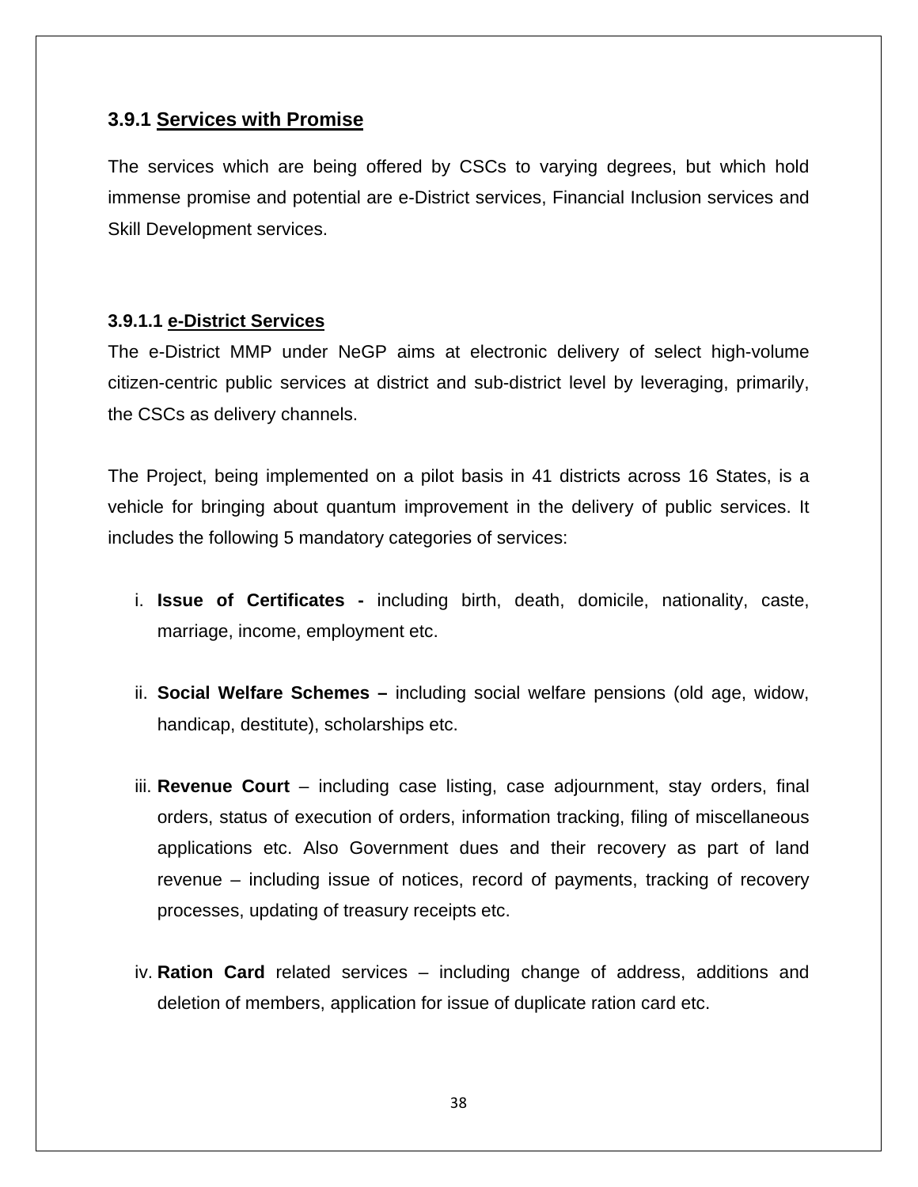### 3.9.1 <u>Services with Promise</u>

The services which are being offered by CSCs to varying degrees, but which hold immense promise and potential are e-District services, Financial Inclusion services and Skill Development services.

#### 3.9.1.1 <u>e-District Services</u>

The e-District MMP under NeGP aims at electronic delivery of select high-volume citizen-centric public services at district and sub-district level by leveraging, primarily, the CSCs as delivery channels.

The Project, being implemented on a pilot basis in 41 districts across 16 States, is a vehicle for bringing about quantum improvement in the delivery of public services. It includes the following 5 mandatory categories of services:

i. **Issue of Certificates -** including birth, death, domicile, nationality, caste, marriage, income, employment etc.

ii. **Social Welfare Schemes –** including social welfare pensions (old age, widow, handicap, destitute), scholarships etc.

iii. **Revenue Court** – including case listing, case adjournment, stay orders, final orders, status of execution of orders, information tracking, filing of miscellaneous applications etc. Also Government dues and their recovery as part of land revenue – including issue of notices, record of payments, tracking of recovery processes, updating of treasury receipts etc.

iv. **Ration Card** related services – including change of address, additions and deletion of members, application for issue of duplicate ration card etc.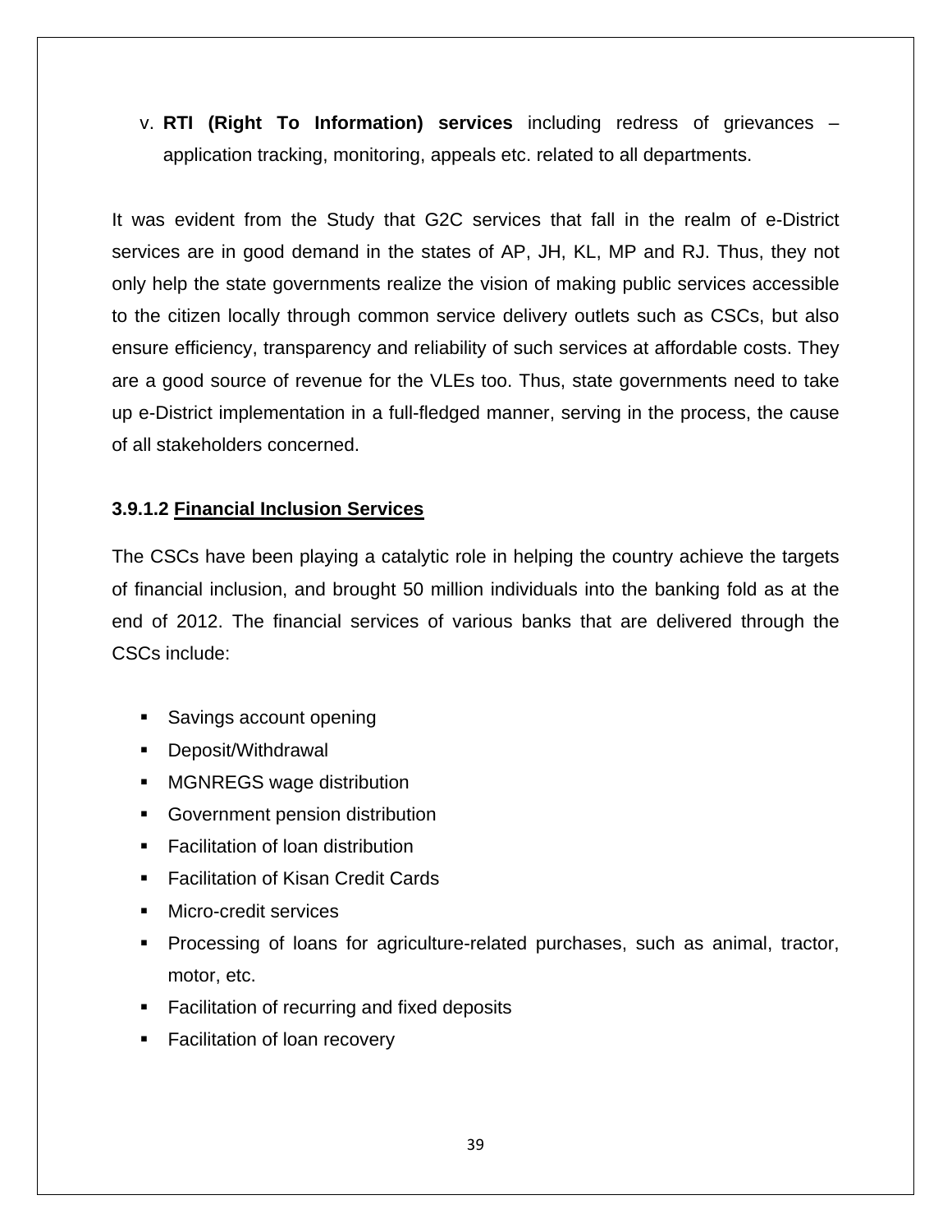v. **RTI (Right To Information) services** including redress of grievances – application tracking, monitoring, appeals etc. related to all departments.

It was evident from the Study that G2C services that fall in the realm of e-District services are in good demand in the states of AP, JH, KL, MP and RJ. Thus, they not only help the state governments realize the vision of making public services accessible to the citizen locally through common service delivery outlets such as CSCs, but also ensure efficiency, transparency and reliability of such services at affordable costs. They are a good source of revenue for the VLEs too. Thus, state governments need to take up e-District implementation in a full-fledged manner, serving in the process, the cause of all stakeholders concerned.

#### 3.9.1.2 Financial Inclusion Services

The CSCs have been playing a catalytic role in helping the country achieve the targets of financial inclusion, and brought 50 million individuals into the banking fold as at the end of 2012. The financial services of various banks that are delivered through the CSCs include:

- Savings account opening
- Deposit/Withdrawal
- MGNREGS wage distribution
- Government pension distribution
- Facilitation of loan distribution
- Facilitation of Kisan Credit Cards
- Micro-credit services
- Processing of loans for agriculture-related purchases, such as animal, tractor, motor, etc.
- Facilitation of recurring and fixed deposits
- Facilitation of loan recovery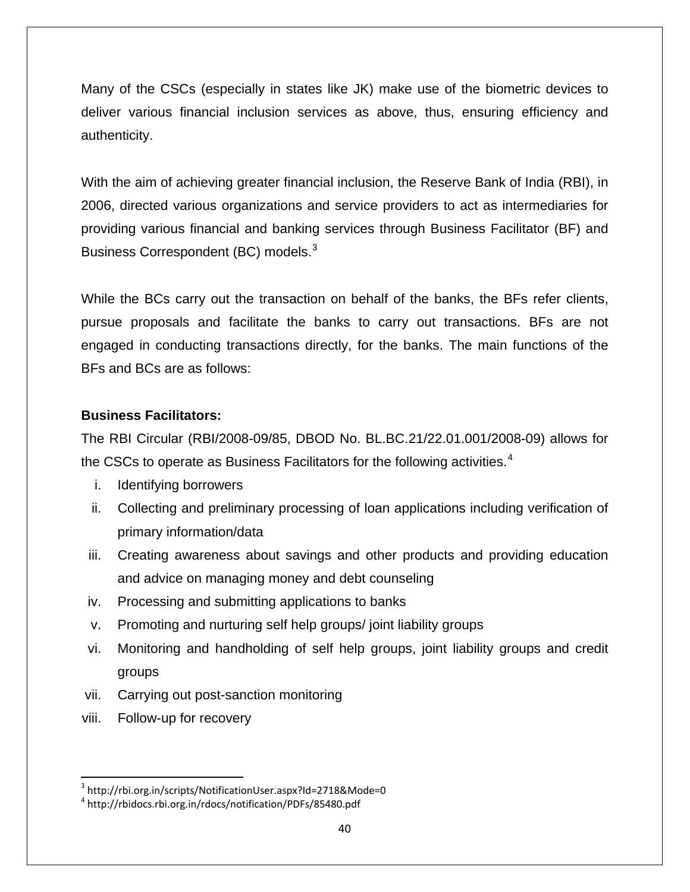Many of the CSCs (especially in states like JK) make use of the biometric devices to deliver various financial inclusion services as above, thus, ensuring efficiency and authenticity.

With the aim of achieving greater financial inclusion, the Reserve Bank of India (RBI), in 2006, directed various organizations and service providers to act as intermediaries for providing various financial and banking services through Business Facilitator (BF) and Business Correspondent (BC) models.[3]

While the BCs carry out the transaction on behalf of the banks, the BFs refer clients, pursue proposals and facilitate the banks to carry out transactions. BFs are not engaged in conducting transactions directly, for the banks. The main functions of the BFs and BCs are as follows:

**Business Facilitators:**

The RBI Circular (RBI/2008-09/85, DBOD No. BL.BC.21/22.01.001/2008-09) allows for the CSCs to operate as Business Facilitators for the following activities.[4]

i. Identifying borrowers
ii. Collecting and preliminary processing of loan applications including verification of primary information/data
iii. Creating awareness about savings and other products and providing education and advice on managing money and debt counseling
iv. Processing and submitting applications to banks
v. Promoting and nurturing self help groups/ joint liability groups
vi. Monitoring and handholding of self help groups, joint liability groups and credit groups
vii. Carrying out post-sanction monitoring
viii. Follow-up for recovery

---

[3] http://rbi.org.in/scripts/NotificationUser.aspx?Id=2718&Mode=0

[4] http://rbidocs.rbi.org.in/rdocs/notification/PDFs/85480.pdf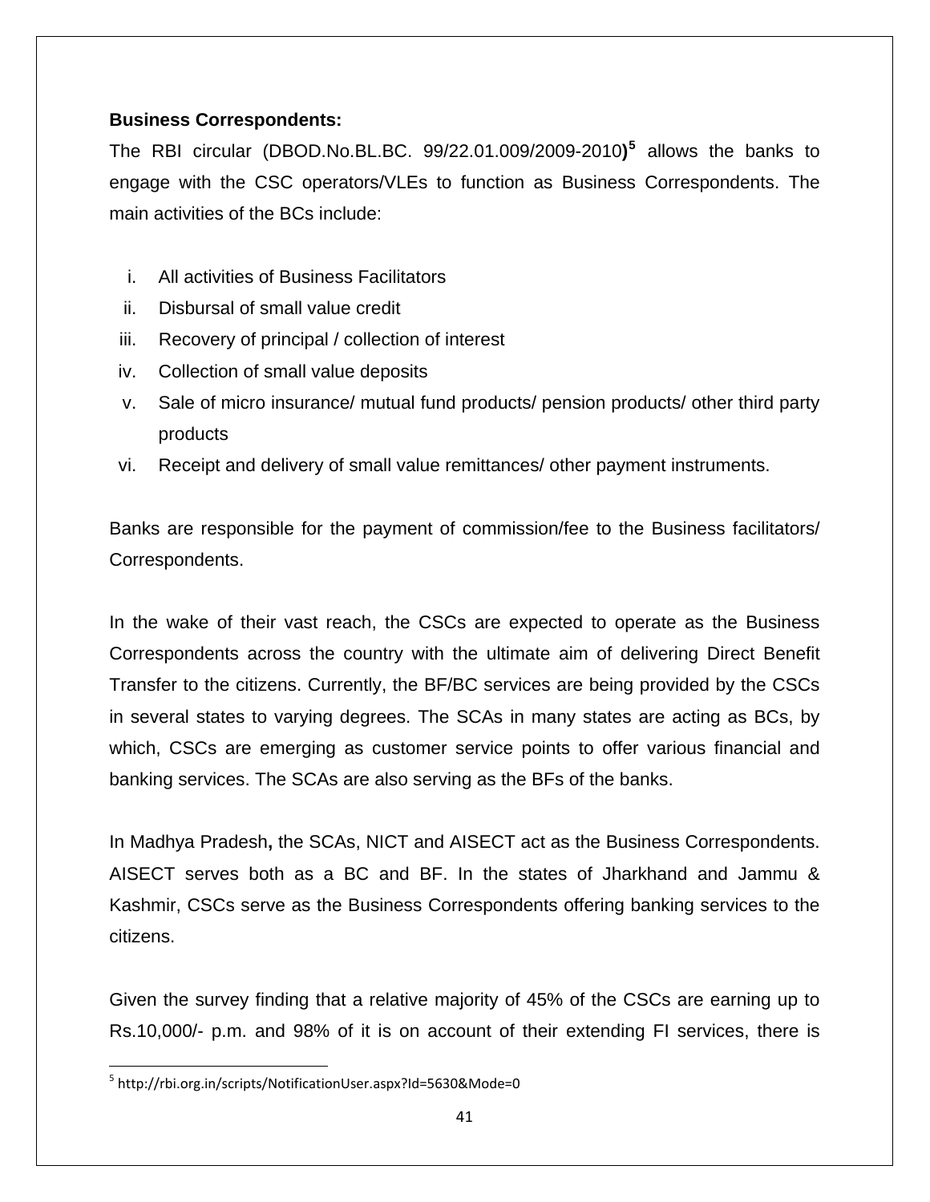**Business Correspondents:**

The RBI circular (DBOD.No.BL.BC. 99/22.01.009/2009-2010)[5] allows the banks to engage with the CSC operators/VLEs to function as Business Correspondents. The main activities of the BCs include:

i. All activities of Business Facilitators
ii. Disbursal of small value credit
iii. Recovery of principal / collection of interest
iv. Collection of small value deposits
v. Sale of micro insurance/ mutual fund products/ pension products/ other third party products
vi. Receipt and delivery of small value remittances/ other payment instruments.

Banks are responsible for the payment of commission/fee to the Business facilitators/ Correspondents.

In the wake of their vast reach, the CSCs are expected to operate as the Business Correspondents across the country with the ultimate aim of delivering Direct Benefit Transfer to the citizens. Currently, the BF/BC services are being provided by the CSCs in several states to varying degrees. The SCAs in many states are acting as BCs, by which, CSCs are emerging as customer service points to offer various financial and banking services. The SCAs are also serving as the BFs of the banks.

In Madhya Pradesh**,** the SCAs, NICT and AISECT act as the Business Correspondents. AISECT serves both as a BC and BF. In the states of Jharkhand and Jammu & Kashmir, CSCs serve as the Business Correspondents offering banking services to the citizens.

Given the survey finding that a relative majority of 45% of the CSCs are earning up to Rs.10,000/- p.m. and 98% of it is on account of their extending FI services, there is

---

[5] http://rbi.org.in/scripts/NotificationUser.aspx?Id=5630&Mode=0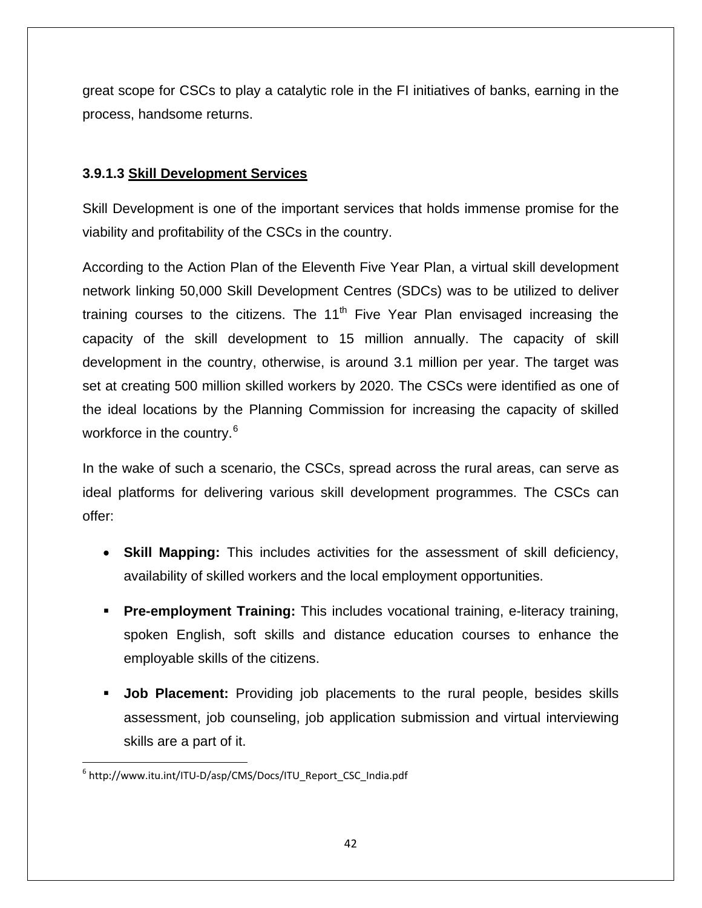great scope for CSCs to play a catalytic role in the FI initiatives of banks, earning in the process, handsome returns.

### 3.9.1.3 Skill Development Services

Skill Development is one of the important services that holds immense promise for the viability and profitability of the CSCs in the country.

According to the Action Plan of the Eleventh Five Year Plan, a virtual skill development network linking 50,000 Skill Development Centres (SDCs) was to be utilized to deliver training courses to the citizens. The 11th Five Year Plan envisaged increasing the capacity of the skill development to 15 million annually. The capacity of skill development in the country, otherwise, is around 3.1 million per year. The target was set at creating 500 million skilled workers by 2020. The CSCs were identified as one of the ideal locations by the Planning Commission for increasing the capacity of skilled workforce in the country.[6]

In the wake of such a scenario, the CSCs, spread across the rural areas, can serve as ideal platforms for delivering various skill development programmes. The CSCs can offer:

- **Skill Mapping:** This includes activities for the assessment of skill deficiency, availability of skilled workers and the local employment opportunities.
- **Pre-employment Training:** This includes vocational training, e-literacy training, spoken English, soft skills and distance education courses to enhance the employable skills of the citizens.
- **Job Placement:** Providing job placements to the rural people, besides skills assessment, job counseling, job application submission and virtual interviewing skills are a part of it.

---

[6] http://www.itu.int/ITU-D/asp/CMS/Docs/ITU_Report_CSC_India.pdf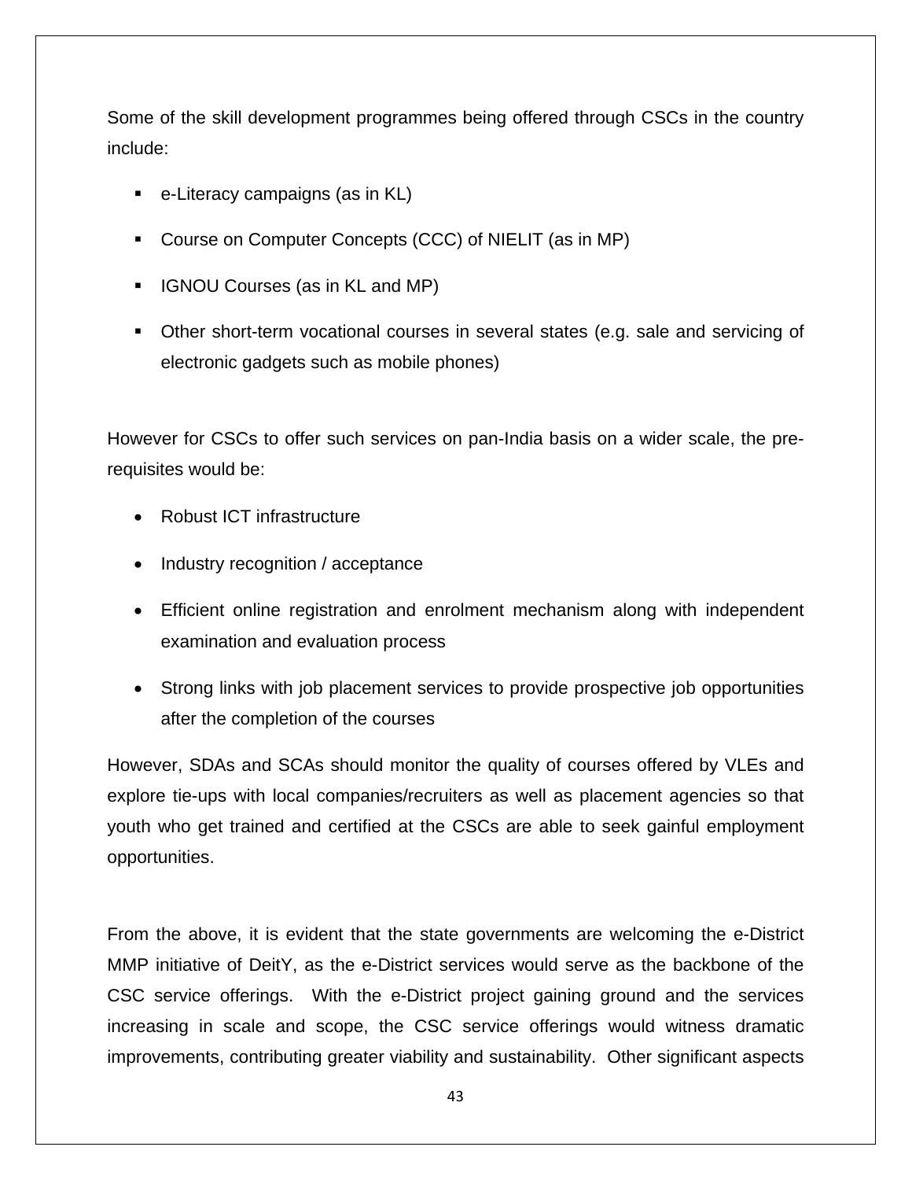Some of the skill development programmes being offered through CSCs in the country include:

- e-Literacy campaigns (as in KL)
- Course on Computer Concepts (CCC) of NIELIT (as in MP)
- IGNOU Courses (as in KL and MP)
- Other short-term vocational courses in several states (e.g. sale and servicing of electronic gadgets such as mobile phones)

However for CSCs to offer such services on pan-India basis on a wider scale, the pre-requisites would be:

- Robust ICT infrastructure
- Industry recognition / acceptance
- Efficient online registration and enrolment mechanism along with independent examination and evaluation process
- Strong links with job placement services to provide prospective job opportunities after the completion of the courses

However, SDAs and SCAs should monitor the quality of courses offered by VLEs and explore tie-ups with local companies/recruiters as well as placement agencies so that youth who get trained and certified at the CSCs are able to seek gainful employment opportunities.

From the above, it is evident that the state governments are welcoming the e-District MMP initiative of DeitY, as the e-District services would serve as the backbone of the CSC service offerings. With the e-District project gaining ground and the services increasing in scale and scope, the CSC service offerings would witness dramatic improvements, contributing greater viability and sustainability. Other significant aspects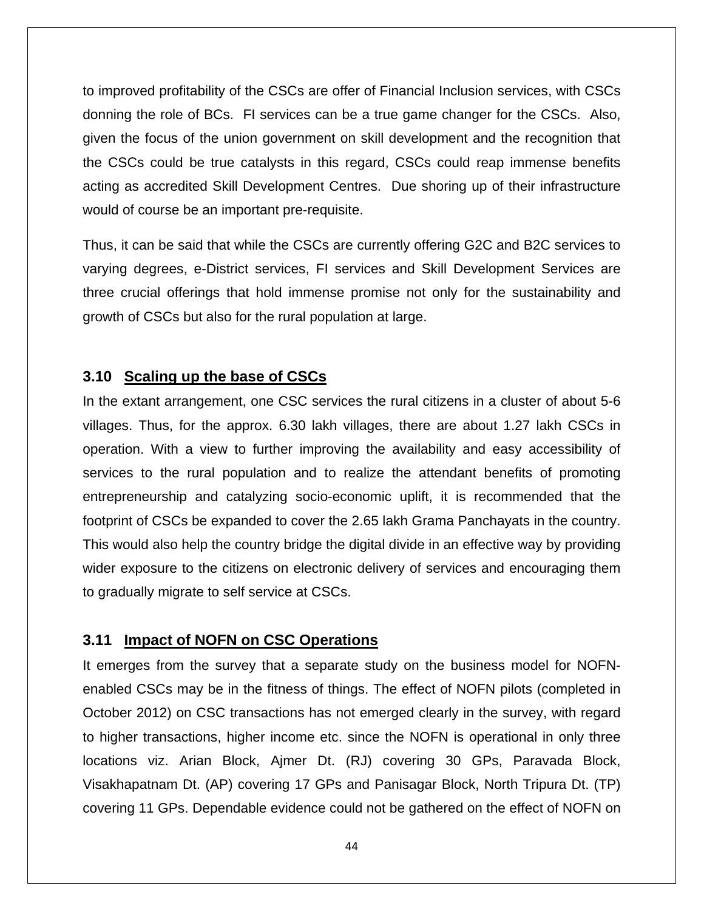to improved profitability of the CSCs are offer of Financial Inclusion services, with CSCs donning the role of BCs. FI services can be a true game changer for the CSCs. Also, given the focus of the union government on skill development and the recognition that the CSCs could be true catalysts in this regard, CSCs could reap immense benefits acting as accredited Skill Development Centres. Due shoring up of their infrastructure would of course be an important pre-requisite.

Thus, it can be said that while the CSCs are currently offering G2C and B2C services to varying degrees, e-District services, FI services and Skill Development Services are three crucial offerings that hold immense promise not only for the sustainability and growth of CSCs but also for the rural population at large.

### 3.10 Scaling up the base of CSCs

In the extant arrangement, one CSC services the rural citizens in a cluster of about 5-6 villages. Thus, for the approx. 6.30 lakh villages, there are about 1.27 lakh CSCs in operation. With a view to further improving the availability and easy accessibility of services to the rural population and to realize the attendant benefits of promoting entrepreneurship and catalyzing socio-economic uplift, it is recommended that the footprint of CSCs be expanded to cover the 2.65 lakh Grama Panchayats in the country. This would also help the country bridge the digital divide in an effective way by providing wider exposure to the citizens on electronic delivery of services and encouraging them to gradually migrate to self service at CSCs.

### 3.11 Impact of NOFN on CSC Operations

It emerges from the survey that a separate study on the business model for NOFN-enabled CSCs may be in the fitness of things. The effect of NOFN pilots (completed in October 2012) on CSC transactions has not emerged clearly in the survey, with regard to higher transactions, higher income etc. since the NOFN is operational in only three locations viz. Arian Block, Ajmer Dt. (RJ) covering 30 GPs, Paravada Block, Visakhapatnam Dt. (AP) covering 17 GPs and Panisagar Block, North Tripura Dt. (TP) covering 11 GPs. Dependable evidence could not be gathered on the effect of NOFN on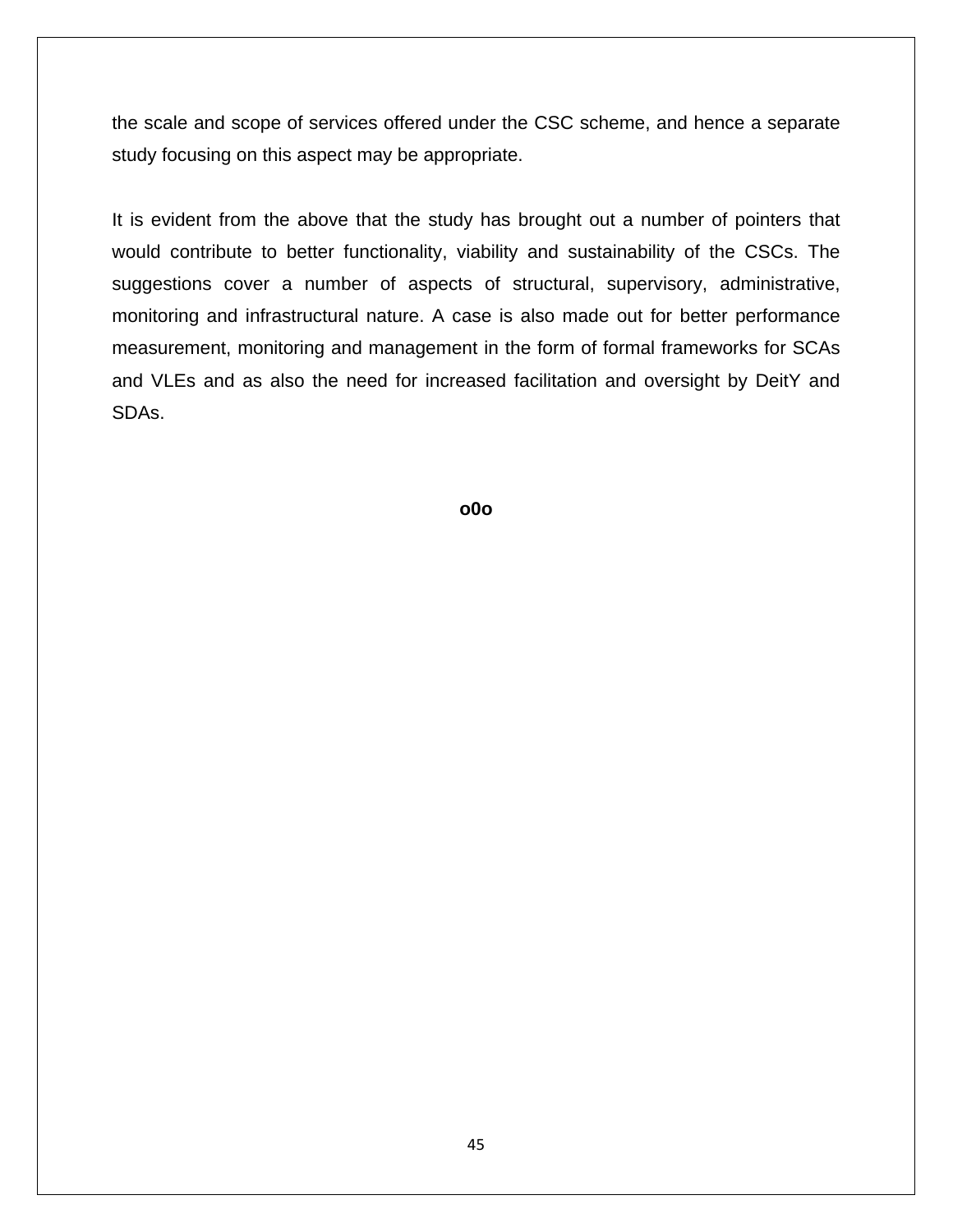the scale and scope of services offered under the CSC scheme, and hence a separate study focusing on this aspect may be appropriate.

It is evident from the above that the study has brought out a number of pointers that would contribute to better functionality, viability and sustainability of the CSCs. The suggestions cover a number of aspects of structural, supervisory, administrative, monitoring and infrastructural nature. A case is also made out for better performance measurement, monitoring and management in the form of formal frameworks for SCAs and VLEs and as also the need for increased facilitation and oversight by DeitY and SDAs.

**o0o**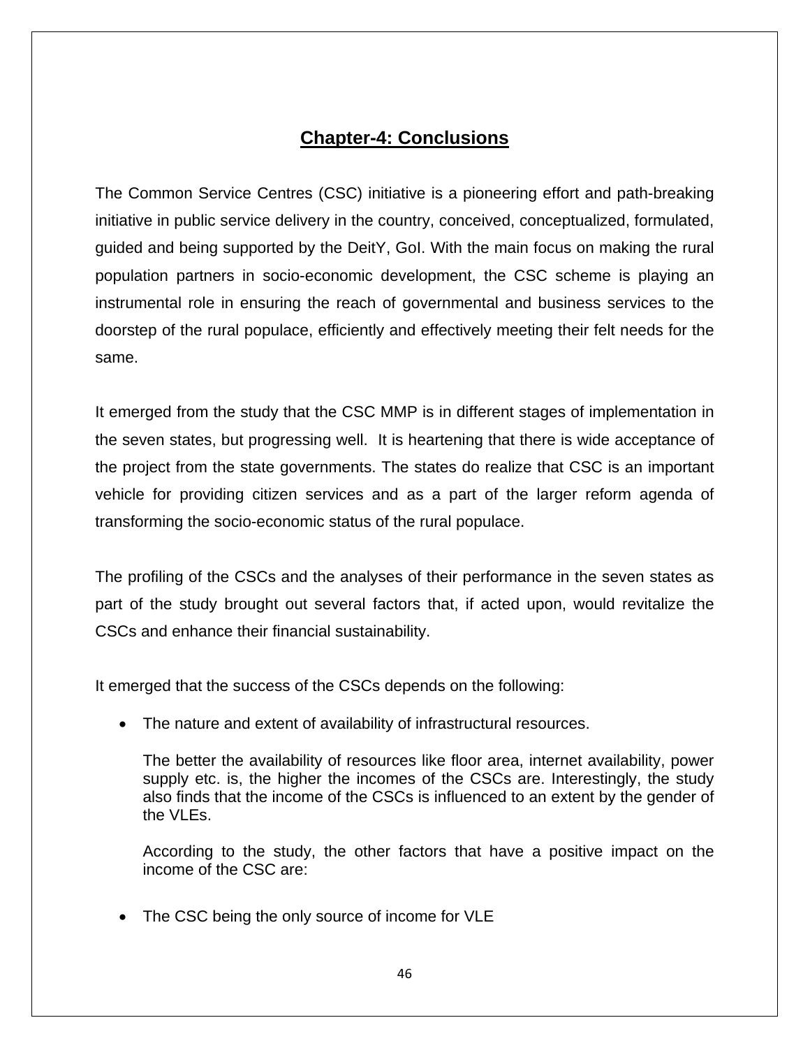# Chapter-4: Conclusions

The Common Service Centres (CSC) initiative is a pioneering effort and path-breaking initiative in public service delivery in the country, conceived, conceptualized, formulated, guided and being supported by the DeitY, GoI. With the main focus on making the rural population partners in socio-economic development, the CSC scheme is playing an instrumental role in ensuring the reach of governmental and business services to the doorstep of the rural populace, efficiently and effectively meeting their felt needs for the same.

It emerged from the study that the CSC MMP is in different stages of implementation in the seven states, but progressing well. It is heartening that there is wide acceptance of the project from the state governments. The states do realize that CSC is an important vehicle for providing citizen services and as a part of the larger reform agenda of transforming the socio-economic status of the rural populace.

The profiling of the CSCs and the analyses of their performance in the seven states as part of the study brought out several factors that, if acted upon, would revitalize the CSCs and enhance their financial sustainability.

It emerged that the success of the CSCs depends on the following:

- The nature and extent of availability of infrastructural resources.

  The better the availability of resources like floor area, internet availability, power supply etc. is, the higher the incomes of the CSCs are. Interestingly, the study also finds that the income of the CSCs is influenced to an extent by the gender of the VLEs.

  According to the study, the other factors that have a positive impact on the income of the CSC are:

- The CSC being the only source of income for VLE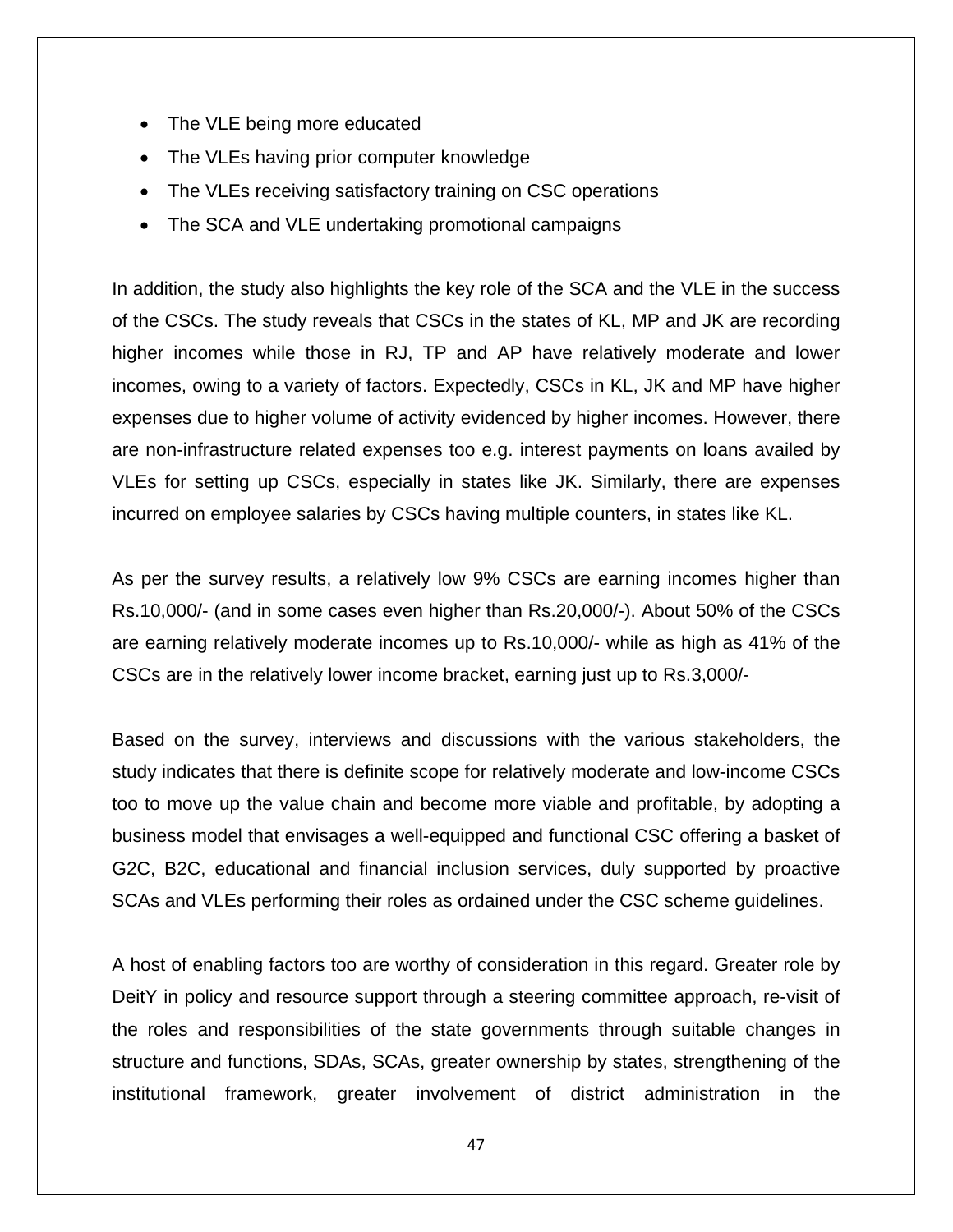- The VLE being more educated
- The VLEs having prior computer knowledge
- The VLEs receiving satisfactory training on CSC operations
- The SCA and VLE undertaking promotional campaigns

In addition, the study also highlights the key role of the SCA and the VLE in the success of the CSCs. The study reveals that CSCs in the states of KL, MP and JK are recording higher incomes while those in RJ, TP and AP have relatively moderate and lower incomes, owing to a variety of factors. Expectedly, CSCs in KL, JK and MP have higher expenses due to higher volume of activity evidenced by higher incomes. However, there are non-infrastructure related expenses too e.g. interest payments on loans availed by VLEs for setting up CSCs, especially in states like JK. Similarly, there are expenses incurred on employee salaries by CSCs having multiple counters, in states like KL.

As per the survey results, a relatively low 9% CSCs are earning incomes higher than Rs.10,000/- (and in some cases even higher than Rs.20,000/-). About 50% of the CSCs are earning relatively moderate incomes up to Rs.10,000/- while as high as 41% of the CSCs are in the relatively lower income bracket, earning just up to Rs.3,000/-

Based on the survey, interviews and discussions with the various stakeholders, the study indicates that there is definite scope for relatively moderate and low-income CSCs too to move up the value chain and become more viable and profitable, by adopting a business model that envisages a well-equipped and functional CSC offering a basket of G2C, B2C, educational and financial inclusion services, duly supported by proactive SCAs and VLEs performing their roles as ordained under the CSC scheme guidelines.

A host of enabling factors too are worthy of consideration in this regard. Greater role by DeitY in policy and resource support through a steering committee approach, re-visit of the roles and responsibilities of the state governments through suitable changes in structure and functions, SDAs, SCAs, greater ownership by states, strengthening of the institutional framework, greater involvement of district administration in the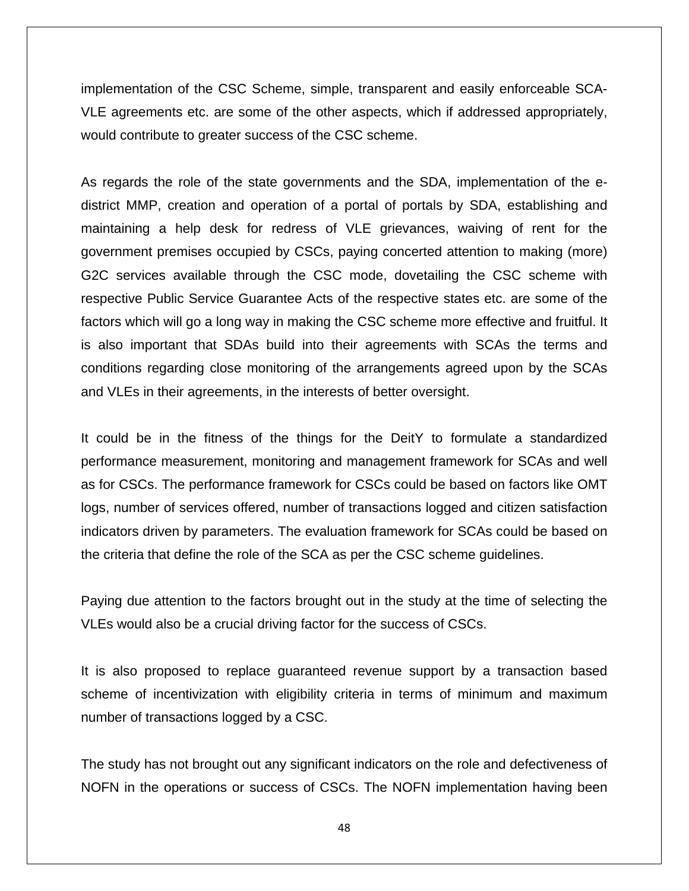implementation of the CSC Scheme, simple, transparent and easily enforceable SCA-VLE agreements etc. are some of the other aspects, which if addressed appropriately, would contribute to greater success of the CSC scheme.

As regards the role of the state governments and the SDA, implementation of the e-district MMP, creation and operation of a portal of portals by SDA, establishing and maintaining a help desk for redress of VLE grievances, waiving of rent for the government premises occupied by CSCs, paying concerted attention to making (more) G2C services available through the CSC mode, dovetailing the CSC scheme with respective Public Service Guarantee Acts of the respective states etc. are some of the factors which will go a long way in making the CSC scheme more effective and fruitful. It is also important that SDAs build into their agreements with SCAs the terms and conditions regarding close monitoring of the arrangements agreed upon by the SCAs and VLEs in their agreements, in the interests of better oversight.

It could be in the fitness of the things for the DeitY to formulate a standardized performance measurement, monitoring and management framework for SCAs and well as for CSCs. The performance framework for CSCs could be based on factors like OMT logs, number of services offered, number of transactions logged and citizen satisfaction indicators driven by parameters. The evaluation framework for SCAs could be based on the criteria that define the role of the SCA as per the CSC scheme guidelines.

Paying due attention to the factors brought out in the study at the time of selecting the VLEs would also be a crucial driving factor for the success of CSCs.

It is also proposed to replace guaranteed revenue support by a transaction based scheme of incentivization with eligibility criteria in terms of minimum and maximum number of transactions logged by a CSC.

The study has not brought out any significant indicators on the role and defectiveness of NOFN in the operations or success of CSCs. The NOFN implementation having been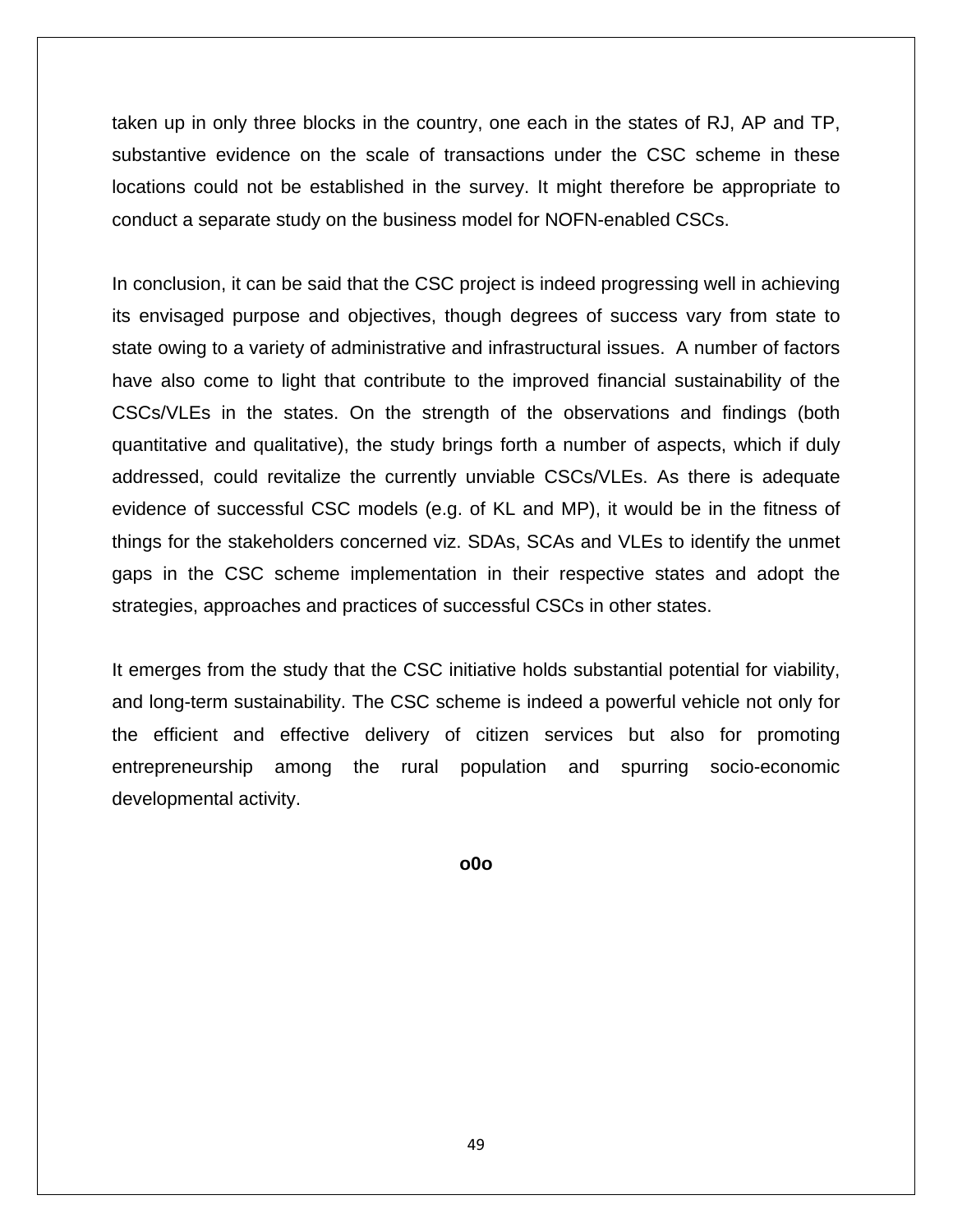taken up in only three blocks in the country, one each in the states of RJ, AP and TP, substantive evidence on the scale of transactions under the CSC scheme in these locations could not be established in the survey. It might therefore be appropriate to conduct a separate study on the business model for NOFN-enabled CSCs.

In conclusion, it can be said that the CSC project is indeed progressing well in achieving its envisaged purpose and objectives, though degrees of success vary from state to state owing to a variety of administrative and infrastructural issues. A number of factors have also come to light that contribute to the improved financial sustainability of the CSCs/VLEs in the states. On the strength of the observations and findings (both quantitative and qualitative), the study brings forth a number of aspects, which if duly addressed, could revitalize the currently unviable CSCs/VLEs. As there is adequate evidence of successful CSC models (e.g. of KL and MP), it would be in the fitness of things for the stakeholders concerned viz. SDAs, SCAs and VLEs to identify the unmet gaps in the CSC scheme implementation in their respective states and adopt the strategies, approaches and practices of successful CSCs in other states.

It emerges from the study that the CSC initiative holds substantial potential for viability, and long-term sustainability. The CSC scheme is indeed a powerful vehicle not only for the efficient and effective delivery of citizen services but also for promoting entrepreneurship among the rural population and spurring socio-economic developmental activity.

**o0o**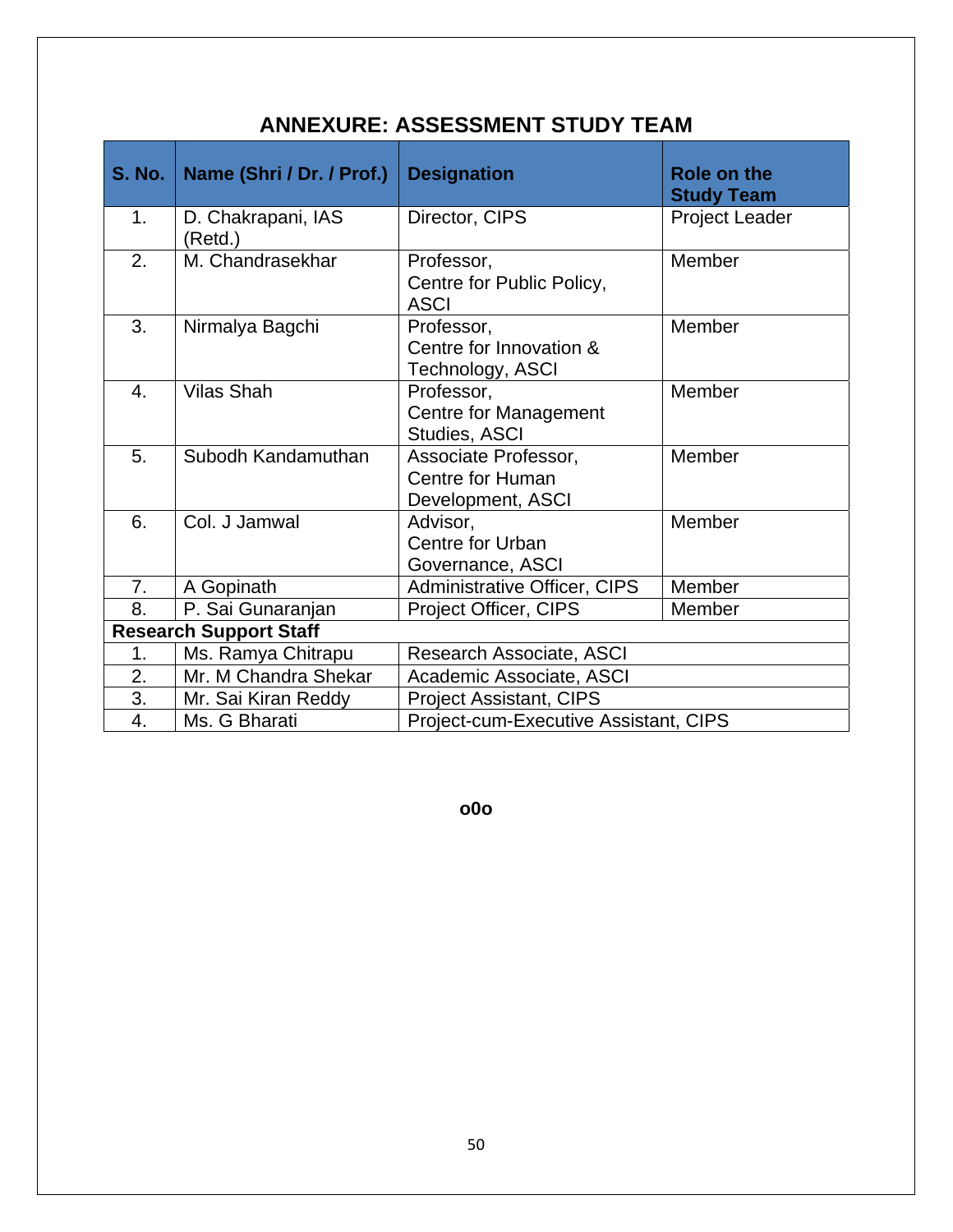# ANNEXURE: ASSESSMENT STUDY TEAM

| S. No. | Name (Shri / Dr. / Prof.) | Designation | Role on the Study Team |
|---|---|---|---|
| 1. | D. Chakrapani, IAS (Retd.) | Director, CIPS | Project Leader |
| 2. | M. Chandrasekhar | Professor, Centre for Public Policy, ASCI | Member |
| 3. | Nirmalya Bagchi | Professor, Centre for Innovation & Technology, ASCI | Member |
| 4. | Vilas Shah | Professor, Centre for Management Studies, ASCI | Member |
| 5. | Subodh Kandamuthan | Associate Professor, Centre for Human Development, ASCI | Member |
| 6. | Col. J Jamwal | Advisor, Centre for Urban Governance, ASCI | Member |
| 7. | A Gopinath | Administrative Officer, CIPS | Member |
| 8. | P. Sai Gunaranjan | Project Officer, CIPS | Member |
| **Research Support Staff** | | | |
| 1. | Ms. Ramya Chitrapu | Research Associate, ASCI | |
| 2. | Mr. M Chandra Shekar | Academic Associate, ASCI | |
| 3. | Mr. Sai Kiran Reddy | Project Assistant, CIPS | |
| 4. | Ms. G Bharati | Project-cum-Executive Assistant, CIPS | |

**o0o**